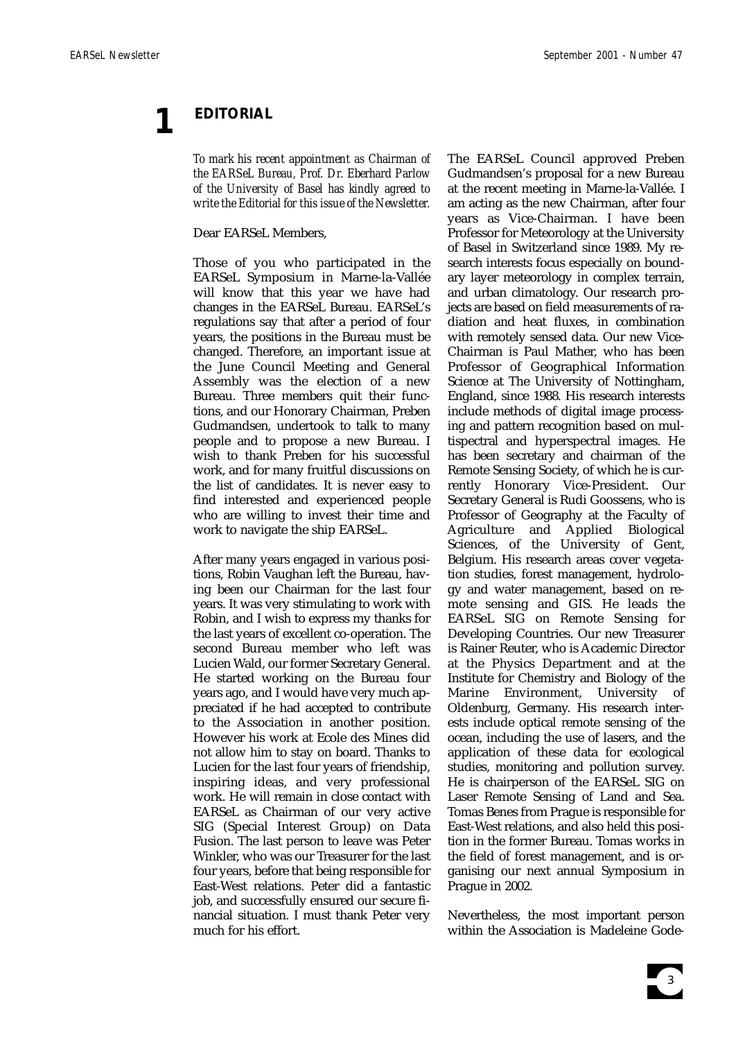# 1 EDITORIAL

*To mark his recent appointment as Chairman of the EARSeL Bureau, Prof. Dr. Eberhard Parlow of the University of Basel has kindly agreed to write the Editorial for this issue of the Newsletter.*

Dear EARSeL Members,

Those of you who participated in the EARSeL Symposium in Marne-la-Vallée will know that this year we have had changes in the EARSeL Bureau. EARSeL's regulations say that after a period of four years, the positions in the Bureau must be changed. Therefore, an important issue at the June Council Meeting and General Assembly was the election of a new Bureau. Three members quit their functions, and our Honorary Chairman, Preben Gudmandsen, undertook to talk to many people and to propose a new Bureau. I wish to thank Preben for his successful work, and for many fruitful discussions on the list of candidates. It is never easy to find interested and experienced people who are willing to invest their time and work to navigate the ship EARSeL.

After many years engaged in various positions, Robin Vaughan left the Bureau, having been our Chairman for the last four years. It was very stimulating to work with Robin, and I wish to express my thanks for the last years of excellent co-operation. The second Bureau member who left was Lucien Wald, our former Secretary General. He started working on the Bureau four years ago, and I would have very much appreciated if he had accepted to contribute to the Association in another position. However his work at Ecole des Mines did not allow him to stay on board. Thanks to Lucien for the last four years of friendship, inspiring ideas, and very professional work. He will remain in close contact with EARSeL as Chairman of our very active SIG (Special Interest Group) on Data Fusion. The last person to leave was Peter Winkler, who was our Treasurer for the last four years, before that being responsible for East-West relations. Peter did a fantastic job, and successfully ensured our secure financial situation. I must thank Peter very much for his effort.

The EARSeL Council approved Preben Gudmandsen's proposal for a new Bureau at the recent meeting in Marne-la-Vallée. I am acting as the new Chairman, after four years as Vice-Chairman. I have been Professor for Meteorology at the University of Basel in Switzerland since 1989. My research interests focus especially on boundary layer meteorology in complex terrain, and urban climatology. Our research projects are based on field measurements of radiation and heat fluxes, in combination with remotely sensed data. Our new Vice-Chairman is Paul Mather, who has been Professor of Geographical Information Science at The University of Nottingham, England, since 1988. His research interests include methods of digital image processing and pattern recognition based on multispectral and hyperspectral images. He has been secretary and chairman of the Remote Sensing Society, of which he is currently Honorary Vice-President. Our Secretary General is Rudi Goossens, who is Professor of Geography at the Faculty of Agriculture and Applied Biological Sciences, of the University of Gent, Belgium. His research areas cover vegetation studies, forest management, hydrology and water management, based on remote sensing and GIS. He leads the EARSeL SIG on Remote Sensing for Developing Countries. Our new Treasurer is Rainer Reuter, who is Academic Director at the Physics Department and at the Institute for Chemistry and Biology of the Marine Environment, University of Oldenburg, Germany. His research interests include optical remote sensing of the ocean, including the use of lasers, and the application of these data for ecological studies, monitoring and pollution survey. He is chairperson of the EARSeL SIG on Laser Remote Sensing of Land and Sea. Tomas Benes from Prague is responsible for East-West relations, and also held this position in the former Bureau. Tomas works in the field of forest management, and is organising our next annual Symposium in Prague in 2002.

Nevertheless, the most important person within the Association is Madeleine Gode-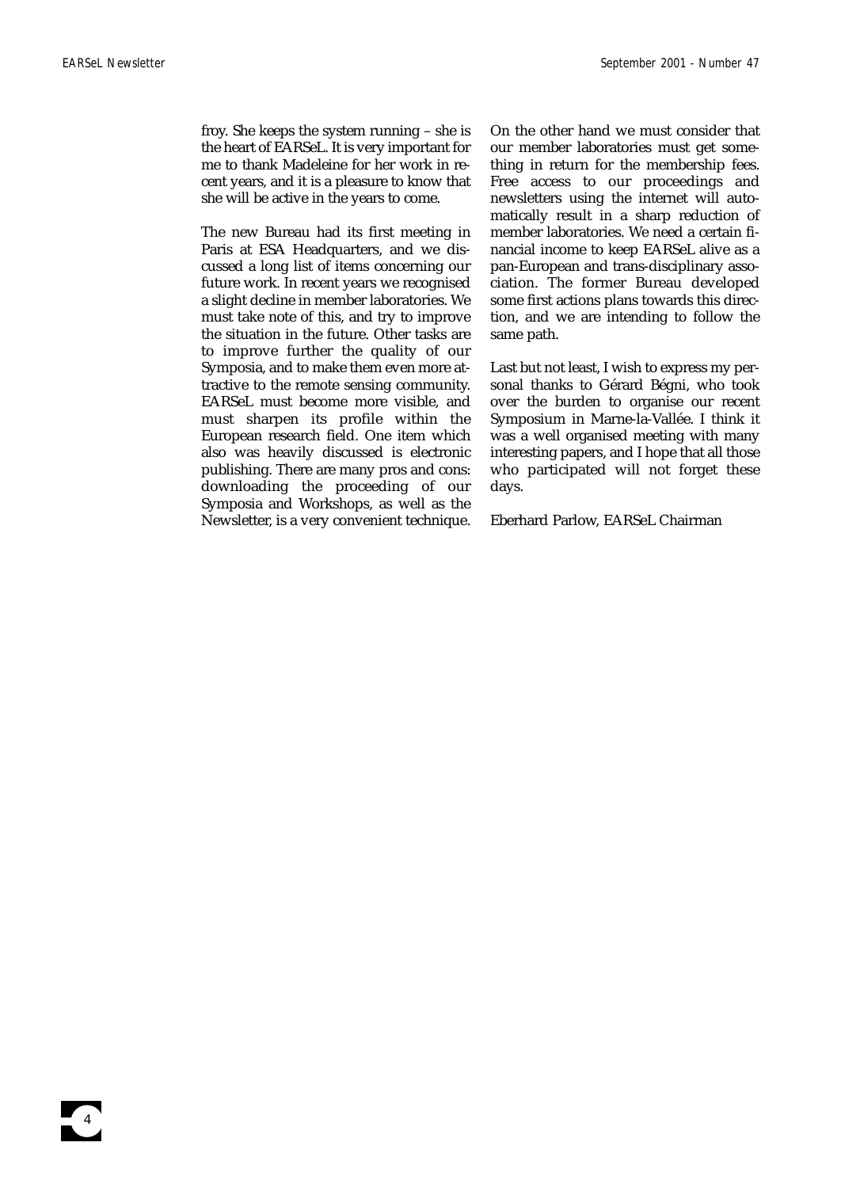froy. She keeps the system running – she is the heart of EARSeL. It is very important for me to thank Madeleine for her work in recent years, and it is a pleasure to know that she will be active in the years to come.

The new Bureau had its first meeting in Paris at ESA Headquarters, and we discussed a long list of items concerning our future work. In recent years we recognised a slight decline in member laboratories. We must take note of this, and try to improve the situation in the future. Other tasks are to improve further the quality of our Symposia, and to make them even more attractive to the remote sensing community. EARSeL must become more visible, and must sharpen its profile within the European research field. One item which also was heavily discussed is electronic publishing. There are many pros and cons: downloading the proceeding of our Symposia and Workshops, as well as the Newsletter, is a very convenient technique. On the other hand we must consider that our member laboratories must get something in return for the membership fees. Free access to our proceedings and newsletters using the internet will automatically result in a sharp reduction of member laboratories. We need a certain financial income to keep EARSeL alive as a pan-European and trans-disciplinary association. The former Bureau developed some first actions plans towards this direction, and we are intending to follow the same path.

Last but not least, I wish to express my personal thanks to Gérard Bégni, who took over the burden to organise our recent Symposium in Marne-la-Vallée. I think it was a well organised meeting with many interesting papers, and I hope that all those who participated will not forget these days.

Eberhard Parlow, EARSeL Chairman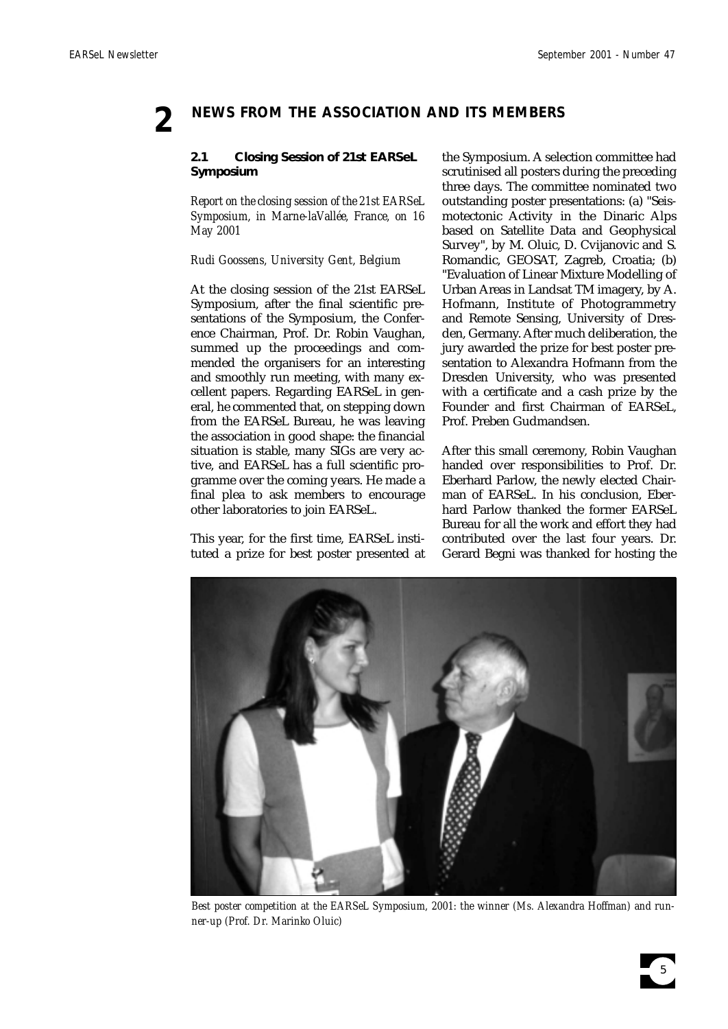# 2 NEWS FROM THE ASSOCIATION AND ITS MEMBERS

## 2.1 Closing Session of 21st EARSeL Symposium

*Report on the closing session of the 21st EARSeL Symposium, in Marne-laVallée, France, on 16 May 2001*

*Rudi Goossens, University Gent, Belgium*

At the closing session of the 21st EARSeL Symposium, after the final scientific presentations of the Symposium, the Conference Chairman, Prof. Dr. Robin Vaughan, summed up the proceedings and commended the organisers for an interesting and smoothly run meeting, with many excellent papers. Regarding EARSeL in general, he commented that, on stepping down from the EARSeL Bureau, he was leaving the association in good shape: the financial situation is stable, many SIGs are very active, and EARSeL has a full scientific programme over the coming years. He made a final plea to ask members to encourage other laboratories to join EARSeL.

This year, for the first time, EARSeL instituted a prize for best poster presented at the Symposium. A selection committee had scrutinised all posters during the preceding three days. The committee nominated two outstanding poster presentations: (a) "Seismotectonic Activity in the Dinaric Alps based on Satellite Data and Geophysical Survey", by M. Oluic, D. Cvijanovic and S. Romandic, GEOSAT, Zagreb, Croatia; (b) "Evaluation of Linear Mixture Modelling of Urban Areas in Landsat TM imagery, by A. Hofmann, Institute of Photogrammetry and Remote Sensing, University of Dresden, Germany. After much deliberation, the jury awarded the prize for best poster presentation to Alexandra Hofmann from the Dresden University, who was presented with a certificate and a cash prize by the Founder and first Chairman of EARSeL, Prof. Preben Gudmandsen.

After this small ceremony, Robin Vaughan handed over responsibilities to Prof. Dr. Eberhard Parlow, the newly elected Chairman of EARSeL. In his conclusion, Eberhard Parlow thanked the former EARSeL Bureau for all the work and effort they had contributed over the last four years. Dr. Gerard Begni was thanked for hosting the

*Best poster competition at the EARSeL Symposium, 2001: the winner (Ms. Alexandra Hoffman) and runner-up (Prof. Dr. Marinko Oluic)*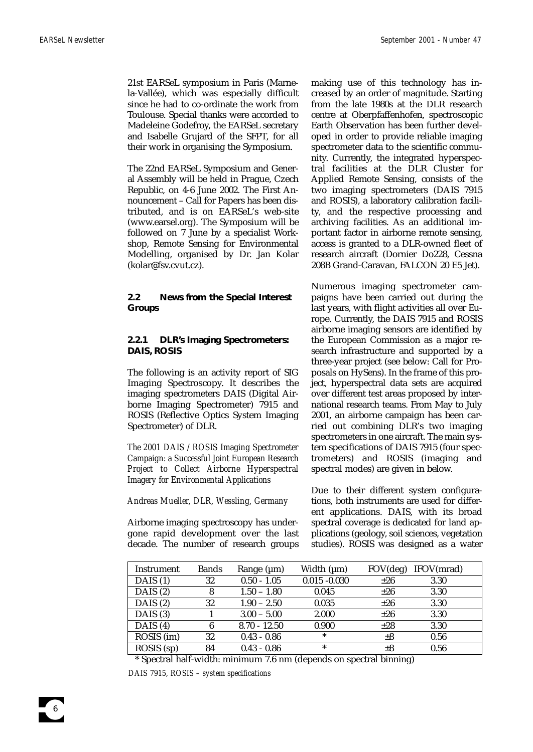21st EARSeL symposium in Paris (Marne-la-Vallée), which was especially difficult since he had to co-ordinate the work from Toulouse. Special thanks were accorded to Madeleine Godefroy, the EARSeL secretary and Isabelle Grujard of the SFPT, for all their work in organising the Symposium.

The 22nd EARSeL Symposium and General Assembly will be held in Prague, Czech Republic, on 4-6 June 2002. The First Announcement – Call for Papers has been distributed, and is on EARSeL's web-site (www.earsel.org). The Symposium will be followed on 7 June by a specialist Workshop, Remote Sensing for Environmental Modelling, organised by Dr. Jan Kolar (kolar@fsv.cvut.cz).

## 2.2 News from the Special Interest Groups

### 2.2.1 DLR's Imaging Spectrometers: DAIS, ROSIS

The following is an activity report of SIG Imaging Spectroscopy. It describes the imaging spectrometers DAIS (Digital Airborne Imaging Spectrometer) 7915 and ROSIS (Reflective Optics System Imaging Spectrometer) of DLR.

*The 2001 DAIS / ROSIS Imaging Spectrometer Campaign: a Successful Joint European Research Project to Collect Airborne Hyperspectral Imagery for Environmental Applications*

*Andreas Mueller, DLR, Wessling, Germany*

Airborne imaging spectroscopy has undergone rapid development over the last decade. The number of research groups making use of this technology has increased by an order of magnitude. Starting from the late 1980s at the DLR research centre at Oberpfaffenhofen, spectroscopic Earth Observation has been further developed in order to provide reliable imaging spectrometer data to the scientific community. Currently, the integrated hyperspectral facilities at the DLR Cluster for Applied Remote Sensing, consists of the two imaging spectrometers (DAIS 7915 and ROSIS), a laboratory calibration facility, and the respective processing and archiving facilities. As an additional important factor in airborne remote sensing, access is granted to a DLR-owned fleet of research aircraft (Dornier Do228, Cessna 208B Grand-Caravan, FALCON 20 E5 Jet).

Numerous imaging spectrometer campaigns have been carried out during the last years, with flight activities all over Europe. Currently, the DAIS 7915 and ROSIS airborne imaging sensors are identified by the European Commission as a major research infrastructure and supported by a three-year project (see below: Call for Proposals on HySens). In the frame of this project, hyperspectral data sets are acquired over different test areas proposed by international research teams. From May to July 2001, an airborne campaign has been carried out combining DLR's two imaging spectrometers in one aircraft. The main system specifications of DAIS 7915 (four spectrometers) and ROSIS (imaging and spectral modes) are given in below.

Due to their different system configurations, both instruments are used for different applications. DAIS, with its broad spectral coverage is dedicated for land applications (geology, soil sciences, vegetation studies). ROSIS was designed as a water

| Instrument | Bands | Range (µm) | Width (µm) | FOV(deg) | IFOV(mrad) |
|---|---|---|---|---|---|
| DAIS (1) | 32 | 0.50 - 1.05 | 0.015 -0.030 | ±26 | 3.30 |
| DAIS (2) | 8 | 1.50 – 1.80 | 0.045 | ±26 | 3.30 |
| DAIS (2) | 32 | 1.90 – 2.50 | 0.035 | ±26 | 3.30 |
| DAIS (3) | 1 | 3.00 – 5.00 | 2.000 | ±26 | 3.30 |
| DAIS (4) | 6 | 8.70 - 12.50 | 0.900 | ±28 | 3.30 |
| ROSIS (im) | 32 | 0.43 - 0.86 | * | ±8 | 0.56 |
| ROSIS (sp) | 84 | 0.43 - 0.86 | * | ±8 | 0.56 |

\* Spectral half-width: minimum 7.6 nm (depends on spectral binning)

*DAIS 7915, ROSIS – system specifications*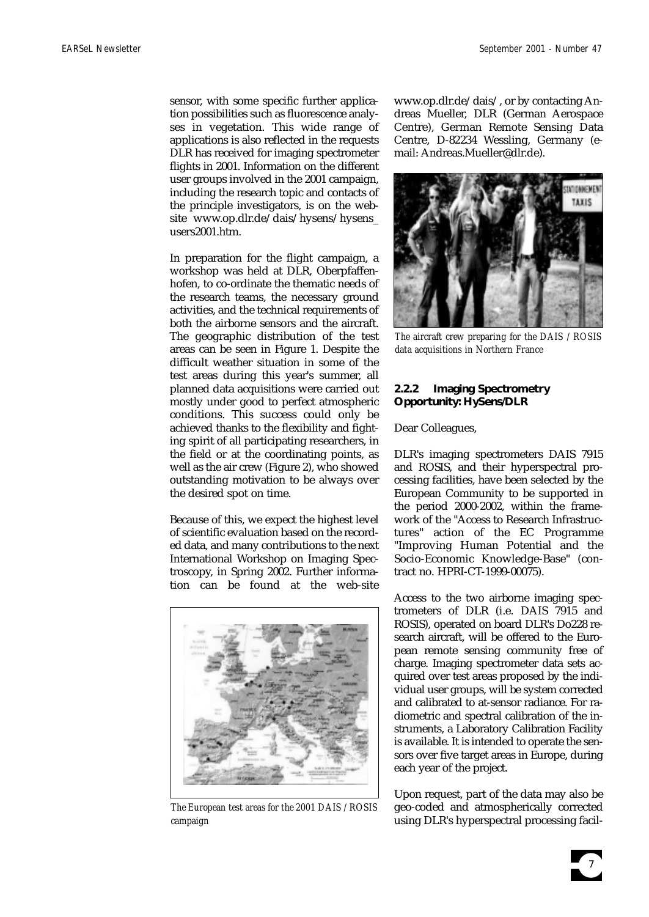sensor, with some specific further application possibilities such as fluorescence analyses in vegetation. This wide range of applications is also reflected in the requests DLR has received for imaging spectrometer flights in 2001. Information on the different user groups involved in the 2001 campaign, including the research topic and contacts of the principle investigators, is on the website www.op.dlr.de/dais/hysens/hysens_users2001.htm.

In preparation for the flight campaign, a workshop was held at DLR, Oberpfaffenhofen, to co-ordinate the thematic needs of the research teams, the necessary ground activities, and the technical requirements of both the airborne sensors and the aircraft. The geographic distribution of the test areas can be seen in Figure 1. Despite the difficult weather situation in some of the test areas during this year's summer, all planned data acquisitions were carried out mostly under good to perfect atmospheric conditions. This success could only be achieved thanks to the flexibility and fighting spirit of all participating researchers, in the field or at the coordinating points, as well as the air crew (Figure 2), who showed outstanding motivation to be always over the desired spot on time.

Because of this, we expect the highest level of scientific evaluation based on the recorded data, and many contributions to the next International Workshop on Imaging Spectroscopy, in Spring 2002. Further information can be found at the web-site www.op.dlr.de/dais/, or by contacting Andreas Mueller, DLR (German Aerospace Centre), German Remote Sensing Data Centre, D-82234 Wessling, Germany (e-mail: Andreas.Mueller@dlr.de).

*The European test areas for the 2001 DAIS / ROSIS campaign*

*The aircraft crew preparing for the DAIS / ROSIS data acquisitions in Northern France*

### 2.2.2 Imaging Spectrometry Opportunity: HySens/DLR

Dear Colleagues,

DLR's imaging spectrometers DAIS 7915 and ROSIS, and their hyperspectral processing facilities, have been selected by the European Community to be supported in the period 2000-2002, within the framework of the "Access to Research Infrastructures" action of the EC Programme "Improving Human Potential and the Socio-Economic Knowledge-Base" (contract no. HPRI-CT-1999-00075).

Access to the two airborne imaging spectrometers of DLR (i.e. DAIS 7915 and ROSIS), operated on board DLR's Do228 research aircraft, will be offered to the European remote sensing community free of charge. Imaging spectrometer data sets acquired over test areas proposed by the individual user groups, will be system corrected and calibrated to at-sensor radiance. For radiometric and spectral calibration of the instruments, a Laboratory Calibration Facility is available. It is intended to operate the sensors over five target areas in Europe, during each year of the project.

Upon request, part of the data may also be geo-coded and atmospherically corrected using DLR's hyperspectral processing facil-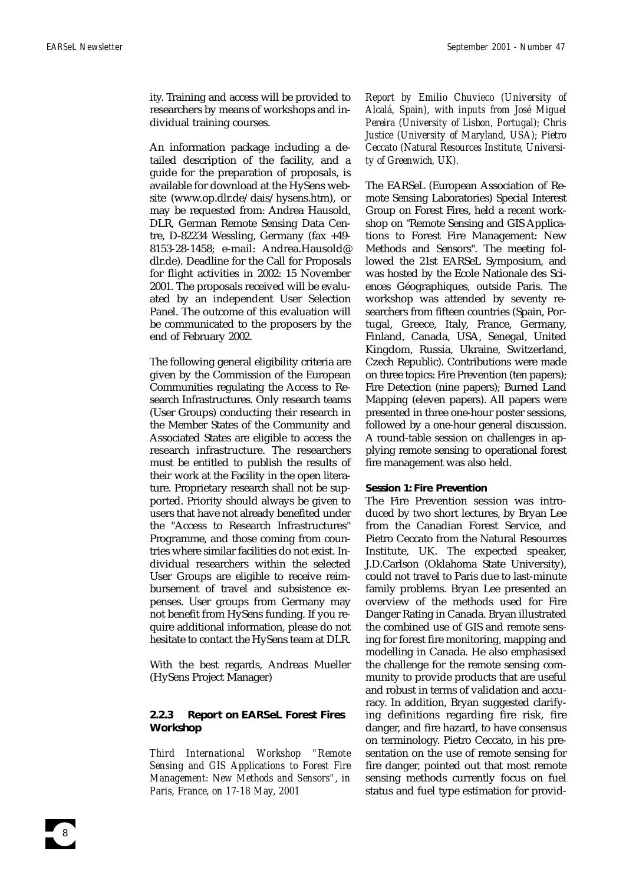ity. Training and access will be provided to researchers by means of workshops and individual training courses.

An information package including a detailed description of the facility, and a guide for the preparation of proposals, is available for download at the HySens website (www.op.dlr.de/dais/hysens.htm), or may be requested from: Andrea Hausold, DLR, German Remote Sensing Data Centre, D-82234 Wessling, Germany (fax +49-8153-28-1458; e-mail: Andrea.Hausold@dlr.de). Deadline for the Call for Proposals for flight activities in 2002: 15 November 2001. The proposals received will be evaluated by an independent User Selection Panel. The outcome of this evaluation will be communicated to the proposers by the end of February 2002.

The following general eligibility criteria are given by the Commission of the European Communities regulating the Access to Research Infrastructures. Only research teams (User Groups) conducting their research in the Member States of the Community and Associated States are eligible to access the research infrastructure. The researchers must be entitled to publish the results of their work at the Facility in the open literature. Proprietary research shall not be supported. Priority should always be given to users that have not already benefited under the "Access to Research Infrastructures" Programme, and those coming from countries where similar facilities do not exist. Individual researchers within the selected User Groups are eligible to receive reimbursement of travel and subsistence expenses. User groups from Germany may not benefit from HySens funding. If you require additional information, please do not hesitate to contact the HySens team at DLR.

With the best regards, Andreas Mueller (HySens Project Manager)

### 2.2.3 Report on EARSeL Forest Fires Workshop

*Third International Workshop "Remote Sensing and GIS Applications to Forest Fire Management: New Methods and Sensors", in Paris, France, on 17-18 May, 2001*

*Report by Emilio Chuvieco (University of Alcalá, Spain), with inputs from José Miguel Pereira (University of Lisbon, Portugal); Chris Justice (University of Maryland, USA); Pietro Ceccato (Natural Resources Institute, University of Greenwich, UK).*

The EARSeL (European Association of Remote Sensing Laboratories) Special Interest Group on Forest Fires, held a recent workshop on "Remote Sensing and GIS Applications to Forest Fire Management: New Methods and Sensors". The meeting followed the 21st EARSeL Symposium, and was hosted by the Ecole Nationale des Sciences Géographiques, outside Paris. The workshop was attended by seventy researchers from fifteen countries (Spain, Portugal, Greece, Italy, France, Germany, Finland, Canada, USA, Senegal, United Kingdom, Russia, Ukraine, Switzerland, Czech Republic). Contributions were made on three topics: Fire Prevention (ten papers); Fire Detection (nine papers); Burned Land Mapping (eleven papers). All papers were presented in three one-hour poster sessions, followed by a one-hour general discussion. A round-table session on challenges in applying remote sensing to operational forest fire management was also held.

**Session 1: Fire Prevention**

The Fire Prevention session was introduced by two short lectures, by Bryan Lee from the Canadian Forest Service, and Pietro Ceccato from the Natural Resources Institute, UK. The expected speaker, J.D.Carlson (Oklahoma State University), could not travel to Paris due to last-minute family problems. Bryan Lee presented an overview of the methods used for Fire Danger Rating in Canada. Bryan illustrated the combined use of GIS and remote sensing for forest fire monitoring, mapping and modelling in Canada. He also emphasised the challenge for the remote sensing community to provide products that are useful and robust in terms of validation and accuracy. In addition, Bryan suggested clarifying definitions regarding fire risk, fire danger, and fire hazard, to have consensus on terminology. Pietro Ceccato, in his presentation on the use of remote sensing for fire danger, pointed out that most remote sensing methods currently focus on fuel status and fuel type estimation for provid-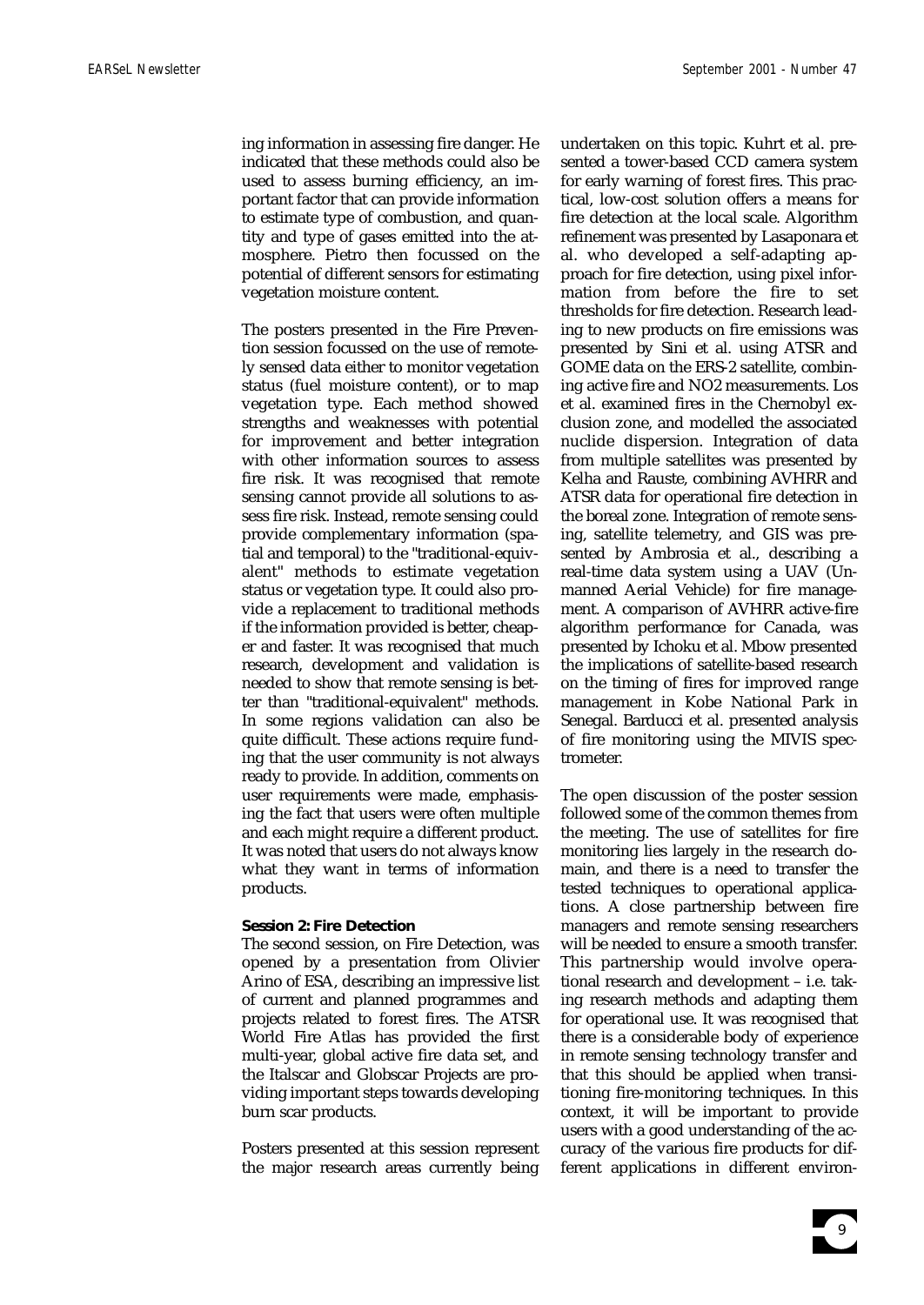ing information in assessing fire danger. He indicated that these methods could also be used to assess burning efficiency, an important factor that can provide information to estimate type of combustion, and quantity and type of gases emitted into the atmosphere. Pietro then focussed on the potential of different sensors for estimating vegetation moisture content.

The posters presented in the Fire Prevention session focussed on the use of remotely sensed data either to monitor vegetation status (fuel moisture content), or to map vegetation type. Each method showed strengths and weaknesses with potential for improvement and better integration with other information sources to assess fire risk. It was recognised that remote sensing cannot provide all solutions to assess fire risk. Instead, remote sensing could provide complementary information (spatial and temporal) to the "traditional-equivalent" methods to estimate vegetation status or vegetation type. It could also provide a replacement to traditional methods if the information provided is better, cheaper and faster. It was recognised that much research, development and validation is needed to show that remote sensing is better than "traditional-equivalent" methods. In some regions validation can also be quite difficult. These actions require funding that the user community is not always ready to provide. In addition, comments on user requirements were made, emphasising the fact that users were often multiple and each might require a different product. It was noted that users do not always know what they want in terms of information products.

**Session 2: Fire Detection**

The second session, on Fire Detection, was opened by a presentation from Olivier Arino of ESA, describing an impressive list of current and planned programmes and projects related to forest fires. The ATSR World Fire Atlas has provided the first multi-year, global active fire data set, and the Italscar and Globscar Projects are providing important steps towards developing burn scar products.

Posters presented at this session represent the major research areas currently being undertaken on this topic. Kuhrt et al. presented a tower-based CCD camera system for early warning of forest fires. This practical, low-cost solution offers a means for fire detection at the local scale. Algorithm refinement was presented by Lasaponara et al. who developed a self-adapting approach for fire detection, using pixel information from before the fire to set thresholds for fire detection. Research leading to new products on fire emissions was presented by Sini et al. using ATSR and GOME data on the ERS-2 satellite, combining active fire and $NO_2$ measurements. Los et al. examined fires in the Chernobyl exclusion zone, and modelled the associated nuclide dispersion. Integration of data from multiple satellites was presented by Kelha and Rauste, combining AVHRR and ATSR data for operational fire detection in the boreal zone. Integration of remote sensing, satellite telemetry, and GIS was presented by Ambrosia et al., describing a real-time data system using a UAV (Unmanned Aerial Vehicle) for fire management. A comparison of AVHRR active-fire algorithm performance for Canada, was presented by Ichoku et al. Mbow presented the implications of satellite-based research on the timing of fires for improved range management in Kobe National Park in Senegal. Barducci et al. presented analysis of fire monitoring using the MIVIS spectrometer.

The open discussion of the poster session followed some of the common themes from the meeting. The use of satellites for fire monitoring lies largely in the research domain, and there is a need to transfer the tested techniques to operational applications. A close partnership between fire managers and remote sensing researchers will be needed to ensure a smooth transfer. This partnership would involve operational research and development – i.e. taking research methods and adapting them for operational use. It was recognised that there is a considerable body of experience in remote sensing technology transfer and that this should be applied when transitioning fire-monitoring techniques. In this context, it will be important to provide users with a good understanding of the accuracy of the various fire products for different applications in different environ-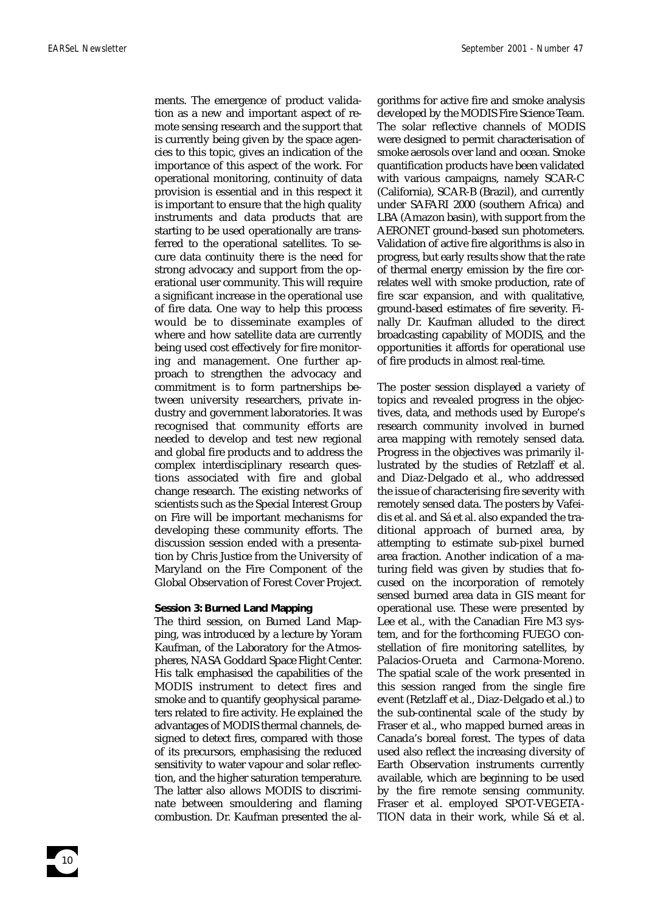ments. The emergence of product validation as a new and important aspect of remote sensing research and the support that is currently being given by the space agencies to this topic, gives an indication of the importance of this aspect of the work. For operational monitoring, continuity of data provision is essential and in this respect it is important to ensure that the high quality instruments and data products that are starting to be used operationally are transferred to the operational satellites. To secure data continuity there is the need for strong advocacy and support from the operational user community. This will require a significant increase in the operational use of fire data. One way to help this process would be to disseminate examples of where and how satellite data are currently being used cost effectively for fire monitoring and management. One further approach to strengthen the advocacy and commitment is to form partnerships between university researchers, private industry and government laboratories. It was recognised that community efforts are needed to develop and test new regional and global fire products and to address the complex interdisciplinary research questions associated with fire and global change research. The existing networks of scientists such as the Special Interest Group on Fire will be important mechanisms for developing these community efforts. The discussion session ended with a presentation by Chris Justice from the University of Maryland on the Fire Component of the Global Observation of Forest Cover Project.

**Session 3: Burned Land Mapping**

The third session, on Burned Land Mapping, was introduced by a lecture by Yoram Kaufman, of the Laboratory for the Atmospheres, NASA Goddard Space Flight Center. His talk emphasised the capabilities of the MODIS instrument to detect fires and smoke and to quantify geophysical parameters related to fire activity. He explained the advantages of MODIS thermal channels, designed to detect fires, compared with those of its precursors, emphasising the reduced sensitivity to water vapour and solar reflection, and the higher saturation temperature. The latter also allows MODIS to discriminate between smouldering and flaming combustion. Dr. Kaufman presented the algorithms for active fire and smoke analysis developed by the MODIS Fire Science Team. The solar reflective channels of MODIS were designed to permit characterisation of smoke aerosols over land and ocean. Smoke quantification products have been validated with various campaigns, namely SCAR-C (California), SCAR-B (Brazil), and currently under SAFARI 2000 (southern Africa) and LBA (Amazon basin), with support from the AERONET ground-based sun photometers. Validation of active fire algorithms is also in progress, but early results show that the rate of thermal energy emission by the fire correlates well with smoke production, rate of fire scar expansion, and with qualitative, ground-based estimates of fire severity. Finally Dr. Kaufman alluded to the direct broadcasting capability of MODIS, and the opportunities it affords for operational use of fire products in almost real-time.

The poster session displayed a variety of topics and revealed progress in the objectives, data, and methods used by Europe's research community involved in burned area mapping with remotely sensed data. Progress in the objectives was primarily illustrated by the studies of Retzlaff et al. and Diaz-Delgado et al., who addressed the issue of characterising fire severity with remotely sensed data. The posters by Vafeidis et al. and Sá et al. also expanded the traditional approach of burned area, by attempting to estimate sub-pixel burned area fraction. Another indication of a maturing field was given by studies that focused on the incorporation of remotely sensed burned area data in GIS meant for operational use. These were presented by Lee et al., with the Canadian Fire M3 system, and for the forthcoming FUEGO constellation of fire monitoring satellites, by Palacios-Orueta and Carmona-Moreno. The spatial scale of the work presented in this session ranged from the single fire event (Retzlaff et al., Diaz-Delgado et al.) to the sub-continental scale of the study by Fraser et al., who mapped burned areas in Canada's boreal forest. The types of data used also reflect the increasing diversity of Earth Observation instruments currently available, which are beginning to be used by the fire remote sensing community. Fraser et al. employed SPOT-VEGETATION data in their work, while Sá et al.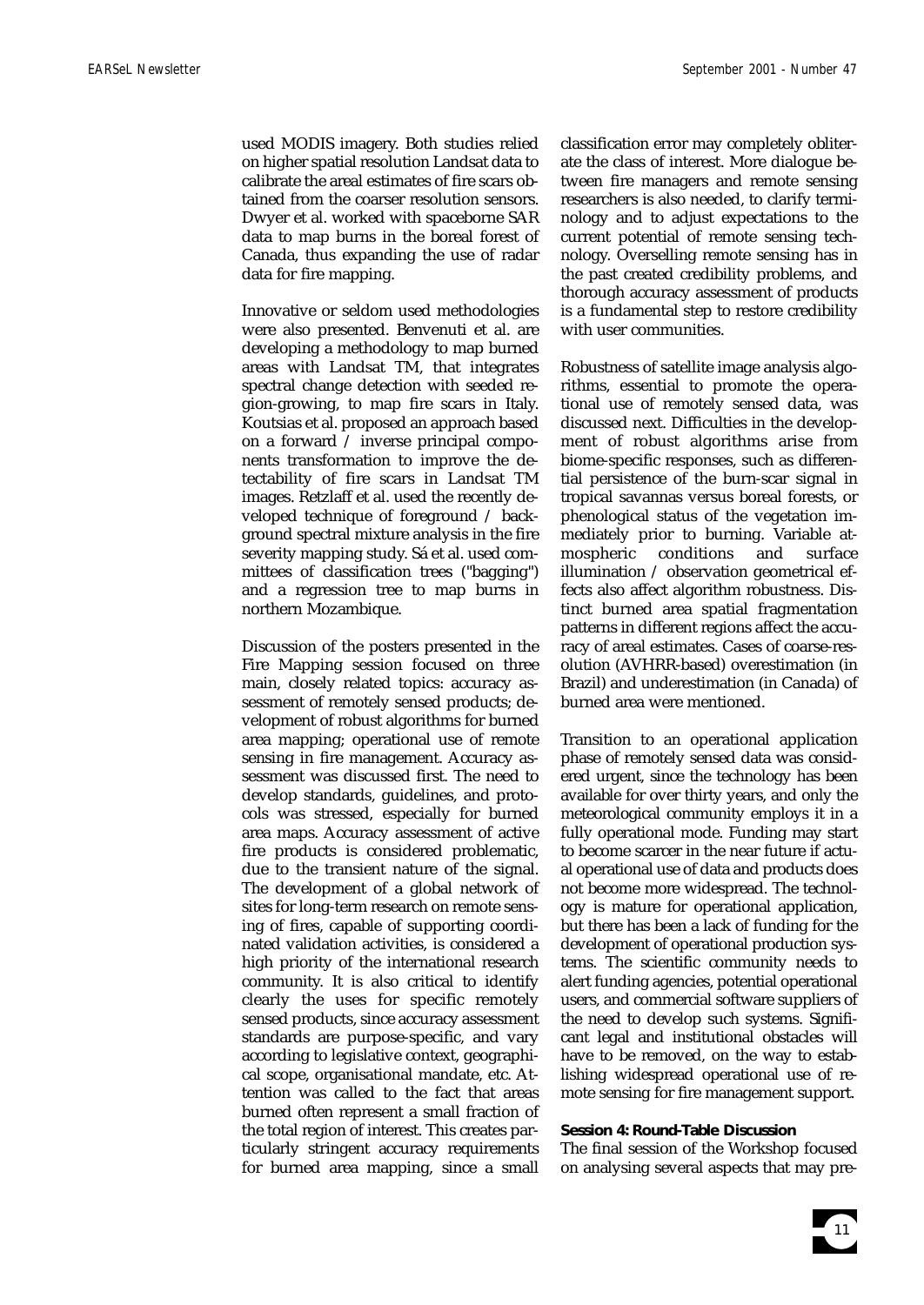used MODIS imagery. Both studies relied on higher spatial resolution Landsat data to calibrate the areal estimates of fire scars obtained from the coarser resolution sensors. Dwyer et al. worked with spaceborne SAR data to map burns in the boreal forest of Canada, thus expanding the use of radar data for fire mapping.

Innovative or seldom used methodologies were also presented. Benvenuti et al. are developing a methodology to map burned areas with Landsat TM, that integrates spectral change detection with seeded region-growing, to map fire scars in Italy. Koutsias et al. proposed an approach based on a forward / inverse principal components transformation to improve the detectability of fire scars in Landsat TM images. Retzlaff et al. used the recently developed technique of foreground / background spectral mixture analysis in the fire severity mapping study. Sá et al. used committees of classification trees ("bagging") and a regression tree to map burns in northern Mozambique.

Discussion of the posters presented in the Fire Mapping session focused on three main, closely related topics: accuracy assessment of remotely sensed products; development of robust algorithms for burned area mapping; operational use of remote sensing in fire management. Accuracy assessment was discussed first. The need to develop standards, guidelines, and protocols was stressed, especially for burned area maps. Accuracy assessment of active fire products is considered problematic, due to the transient nature of the signal. The development of a global network of sites for long-term research on remote sensing of fires, capable of supporting coordinated validation activities, is considered a high priority of the international research community. It is also critical to identify clearly the uses for specific remotely sensed products, since accuracy assessment standards are purpose-specific, and vary according to legislative context, geographical scope, organisational mandate, etc. Attention was called to the fact that areas burned often represent a small fraction of the total region of interest. This creates particularly stringent accuracy requirements for burned area mapping, since a small classification error may completely obliterate the class of interest. More dialogue between fire managers and remote sensing researchers is also needed, to clarify terminology and to adjust expectations to the current potential of remote sensing technology. Overselling remote sensing has in the past created credibility problems, and thorough accuracy assessment of products is a fundamental step to restore credibility with user communities.

Robustness of satellite image analysis algorithms, essential to promote the operational use of remotely sensed data, was discussed next. Difficulties in the development of robust algorithms arise from biome-specific responses, such as differential persistence of the burn-scar signal in tropical savannas versus boreal forests, or phenological status of the vegetation immediately prior to burning. Variable atmospheric conditions and surface illumination / observation geometrical effects also affect algorithm robustness. Distinct burned area spatial fragmentation patterns in different regions affect the accuracy of areal estimates. Cases of coarse-resolution (AVHRR-based) overestimation (in Brazil) and underestimation (in Canada) of burned area were mentioned.

Transition to an operational application phase of remotely sensed data was considered urgent, since the technology has been available for over thirty years, and only the meteorological community employs it in a fully operational mode. Funding may start to become scarcer in the near future if actual operational use of data and products does not become more widespread. The technology is mature for operational application, but there has been a lack of funding for the development of operational production systems. The scientific community needs to alert funding agencies, potential operational users, and commercial software suppliers of the need to develop such systems. Significant legal and institutional obstacles will have to be removed, on the way to establishing widespread operational use of remote sensing for fire management support.

**Session 4: Round-Table Discussion**

The final session of the Workshop focused on analysing several aspects that may pre-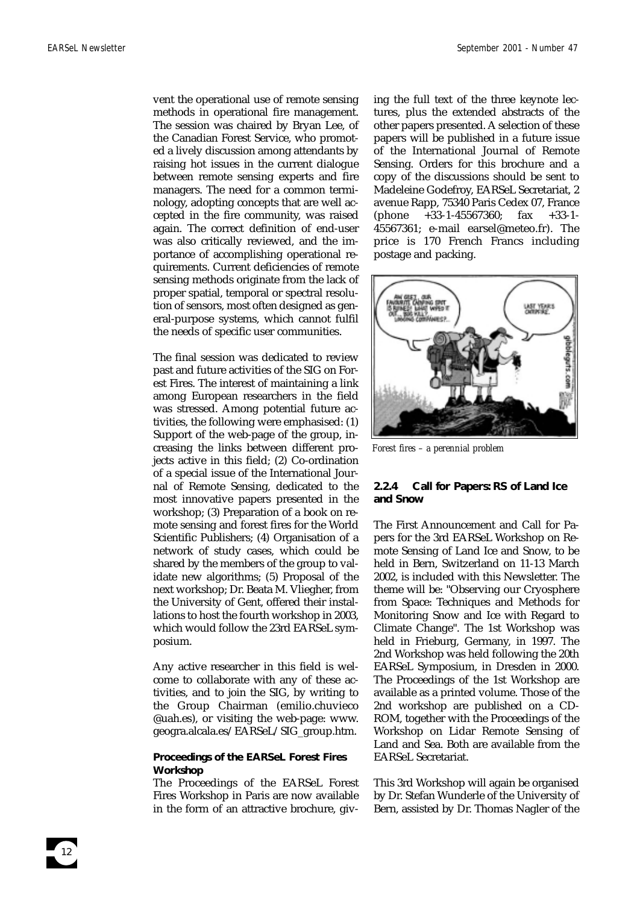vent the operational use of remote sensing methods in operational fire management. The session was chaired by Bryan Lee, of the Canadian Forest Service, who promoted a lively discussion among attendants by raising hot issues in the current dialogue between remote sensing experts and fire managers. The need for a common terminology, adopting concepts that are well accepted in the fire community, was raised again. The correct definition of end-user was also critically reviewed, and the importance of accomplishing operational requirements. Current deficiencies of remote sensing methods originate from the lack of proper spatial, temporal or spectral resolution of sensors, most often designed as general-purpose systems, which cannot fulfil the needs of specific user communities.

The final session was dedicated to review past and future activities of the SIG on Forest Fires. The interest of maintaining a link among European researchers in the field was stressed. Among potential future activities, the following were emphasised: (1) Support of the web-page of the group, increasing the links between different projects active in this field; (2) Co-ordination of a special issue of the International Journal of Remote Sensing, dedicated to the most innovative papers presented in the workshop; (3) Preparation of a book on remote sensing and forest fires for the World Scientific Publishers; (4) Organisation of a network of study cases, which could be shared by the members of the group to validate new algorithms; (5) Proposal of the next workshop; Dr. Beata M. Vliegher, from the University of Gent, offered their installations to host the fourth workshop in 2003, which would follow the 23rd EARSeL symposium.

Any active researcher in this field is welcome to collaborate with any of these activities, and to join the SIG, by writing to the Group Chairman (emilio.chuvieco @uah.es), or visiting the web-page: www.geogra.alcala.es/EARSeL/SIG_group.htm.

**Proceedings of the EARSeL Forest Fires Workshop**

The Proceedings of the EARSeL Forest Fires Workshop in Paris are now available in the form of an attractive brochure, giving the full text of the three keynote lectures, plus the extended abstracts of the other papers presented. A selection of these papers will be published in a future issue of the International Journal of Remote Sensing. Orders for this brochure and a copy of the discussions should be sent to Madeleine Godefroy, EARSeL Secretariat, 2 avenue Rapp, 75340 Paris Cedex 07, France (phone +33-1-45567360; fax +33-1-45567361; e-mail earsel@meteo.fr). The price is 170 French Francs including postage and packing.

*Forest fires – a perennial problem*

### 2.2.4 Call for Papers: RS of Land Ice and Snow

The First Announcement and Call for Papers for the 3rd EARSeL Workshop on Remote Sensing of Land Ice and Snow, to be held in Bern, Switzerland on 11-13 March 2002, is included with this Newsletter. The theme will be: "Observing our Cryosphere from Space: Techniques and Methods for Monitoring Snow and Ice with Regard to Climate Change". The 1st Workshop was held in Frieburg, Germany, in 1997. The 2nd Workshop was held following the 20th EARSeL Symposium, in Dresden in 2000. The Proceedings of the 1st Workshop are available as a printed volume. Those of the 2nd workshop are published on a CD-ROM, together with the Proceedings of the Workshop on Lidar Remote Sensing of Land and Sea. Both are available from the EARSeL Secretariat.

This 3rd Workshop will again be organised by Dr. Stefan Wunderle of the University of Bern, assisted by Dr. Thomas Nagler of the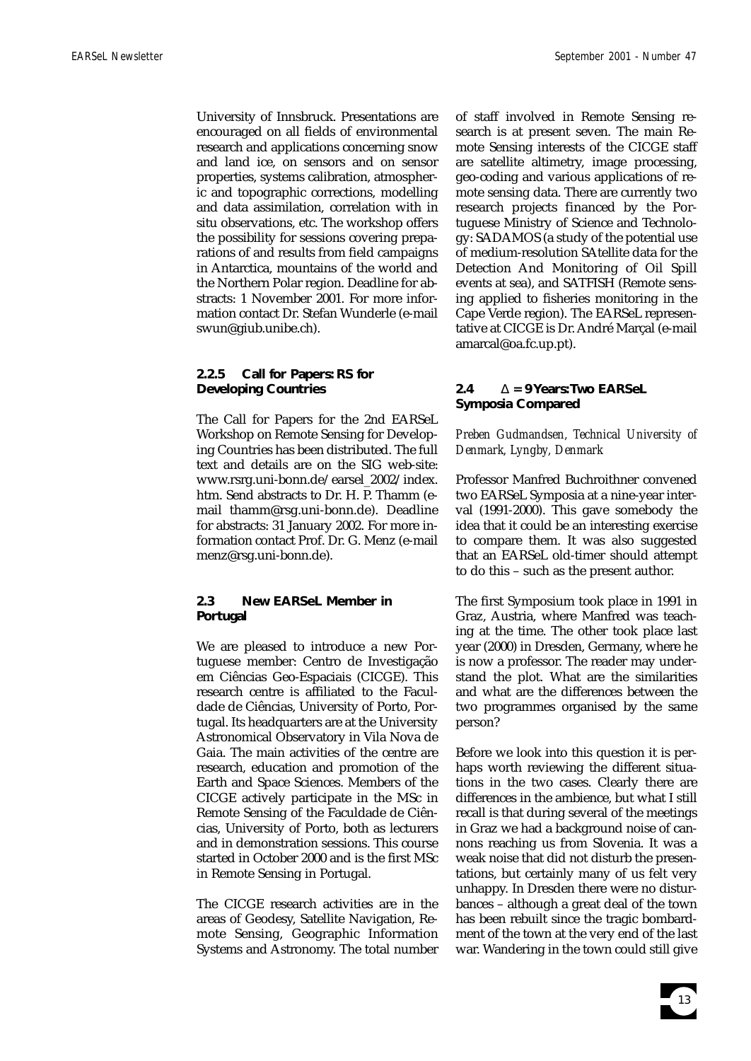University of Innsbruck. Presentations are encouraged on all fields of environmental research and applications concerning snow and land ice, on sensors and on sensor properties, systems calibration, atmospheric and topographic corrections, modelling and data assimilation, correlation with in situ observations, etc. The workshop offers the possibility for sessions covering preparations of and results from field campaigns in Antarctica, mountains of the world and the Northern Polar region. Deadline for abstracts: 1 November 2001. For more information contact Dr. Stefan Wunderle (e-mail swun@giub.unibe.ch).

### 2.2.5 Call for Papers: RS for Developing Countries

The Call for Papers for the 2nd EARSeL Workshop on Remote Sensing for Developing Countries has been distributed. The full text and details are on the SIG web-site: www.rsrg.uni-bonn.de/earsel_2002/index.htm. Send abstracts to Dr. H. P. Thamm (e-mail thamm@rsg.uni-bonn.de). Deadline for abstracts: 31 January 2002. For more information contact Prof. Dr. G. Menz (e-mail menz@rsg.uni-bonn.de).

## 2.3 New EARSeL Member in Portugal

We are pleased to introduce a new Portuguese member: Centro de Investigação em Ciências Geo-Espaciais (CICGE). This research centre is affiliated to the Faculdade de Ciências, University of Porto, Portugal. Its headquarters are at the University Astronomical Observatory in Vila Nova de Gaia. The main activities of the centre are research, education and promotion of the Earth and Space Sciences. Members of the CICGE actively participate in the MSc in Remote Sensing of the Faculdade de Ciências, University of Porto, both as lecturers and in demonstration sessions. This course started in October 2000 and is the first MSc in Remote Sensing in Portugal.

The CICGE research activities are in the areas of Geodesy, Satellite Navigation, Remote Sensing, Geographic Information Systems and Astronomy. The total number of staff involved in Remote Sensing research is at present seven. The main Remote Sensing interests of the CICGE staff are satellite altimetry, image processing, geo-coding and various applications of remote sensing data. There are currently two research projects financed by the Portuguese Ministry of Science and Technology: SADAMOS (a study of the potential use of medium-resolution SAtellite data for the Detection And Monitoring of Oil Spill events at sea), and SATFISH (Remote sensing applied to fisheries monitoring in the Cape Verde region). The EARSeL representative at CICGE is Dr. André Marçal (e-mail amarcal@oa.fc.up.pt).

## 2.4 $\Delta$ = 9 Years: Two EARSeL Symposia Compared

*Preben Gudmandsen, Technical University of Denmark, Lyngby, Denmark*

Professor Manfred Buchroithner convened two EARSeL Symposia at a nine-year interval (1991-2000). This gave somebody the idea that it could be an interesting exercise to compare them. It was also suggested that an EARSeL old-timer should attempt to do this – such as the present author.

The first Symposium took place in 1991 in Graz, Austria, where Manfred was teaching at the time. The other took place last year (2000) in Dresden, Germany, where he is now a professor. The reader may understand the plot. What are the similarities and what are the differences between the two programmes organised by the same person?

Before we look into this question it is perhaps worth reviewing the different situations in the two cases. Clearly there are differences in the ambience, but what I still recall is that during several of the meetings in Graz we had a background noise of cannons reaching us from Slovenia. It was a weak noise that did not disturb the presentations, but certainly many of us felt very unhappy. In Dresden there were no disturbances – although a great deal of the town has been rebuilt since the tragic bombardment of the town at the very end of the last war. Wandering in the town could still give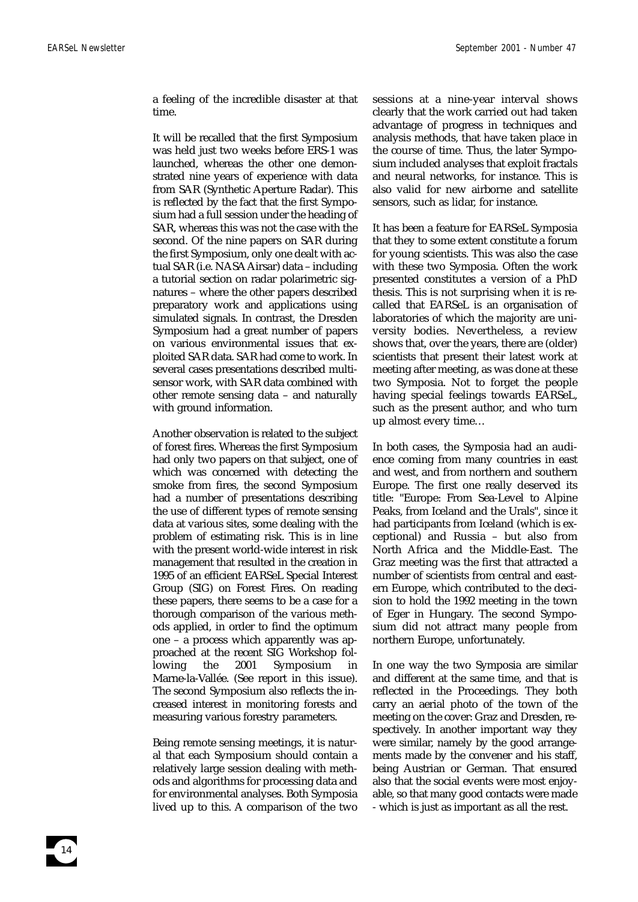a feeling of the incredible disaster at that time.

It will be recalled that the first Symposium was held just two weeks before ERS-1 was launched, whereas the other one demonstrated nine years of experience with data from SAR (Synthetic Aperture Radar). This is reflected by the fact that the first Symposium had a full session under the heading of SAR, whereas this was not the case with the second. Of the nine papers on SAR during the first Symposium, only one dealt with actual SAR (i.e. NASA Airsar) data – including a tutorial section on radar polarimetric signatures – where the other papers described preparatory work and applications using simulated signals. In contrast, the Dresden Symposium had a great number of papers on various environmental issues that exploited SAR data. SAR had come to work. In several cases presentations described multisensor work, with SAR data combined with other remote sensing data – and naturally with ground information.

Another observation is related to the subject of forest fires. Whereas the first Symposium had only two papers on that subject, one of which was concerned with detecting the smoke from fires, the second Symposium had a number of presentations describing the use of different types of remote sensing data at various sites, some dealing with the problem of estimating risk. This is in line with the present world-wide interest in risk management that resulted in the creation in 1995 of an efficient EARSeL Special Interest Group (SIG) on Forest Fires. On reading these papers, there seems to be a case for a thorough comparison of the various methods applied, in order to find the optimum one – a process which apparently was approached at the recent SIG Workshop following the 2001 Symposium in Marne-la-Vallée. (See report in this issue). The second Symposium also reflects the increased interest in monitoring forests and measuring various forestry parameters.

Being remote sensing meetings, it is natural that each Symposium should contain a relatively large session dealing with methods and algorithms for processing data and for environmental analyses. Both Symposia lived up to this. A comparison of the two sessions at a nine-year interval shows clearly that the work carried out had taken advantage of progress in techniques and analysis methods, that have taken place in the course of time. Thus, the later Symposium included analyses that exploit fractals and neural networks, for instance. This is also valid for new airborne and satellite sensors, such as lidar, for instance.

It has been a feature for EARSeL Symposia that they to some extent constitute a forum for young scientists. This was also the case with these two Symposia. Often the work presented constitutes a version of a PhD thesis. This is not surprising when it is recalled that EARSeL is an organisation of laboratories of which the majority are university bodies. Nevertheless, a review shows that, over the years, there are (older) scientists that present their latest work at meeting after meeting, as was done at these two Symposia. Not to forget the people having special feelings towards EARSeL, such as the present author, and who turn up almost every time…

In both cases, the Symposia had an audience coming from many countries in east and west, and from northern and southern Europe. The first one really deserved its title: "Europe: From Sea-Level to Alpine Peaks, from Iceland and the Urals", since it had participants from Iceland (which is exceptional) and Russia – but also from North Africa and the Middle-East. The Graz meeting was the first that attracted a number of scientists from central and eastern Europe, which contributed to the decision to hold the 1992 meeting in the town of Eger in Hungary. The second Symposium did not attract many people from northern Europe, unfortunately.

In one way the two Symposia are similar and different at the same time, and that is reflected in the Proceedings. They both carry an aerial photo of the town of the meeting on the cover: Graz and Dresden, respectively. In another important way they were similar, namely by the good arrangements made by the convener and his staff, being Austrian or German. That ensured also that the social events were most enjoyable, so that many good contacts were made - which is just as important as all the rest.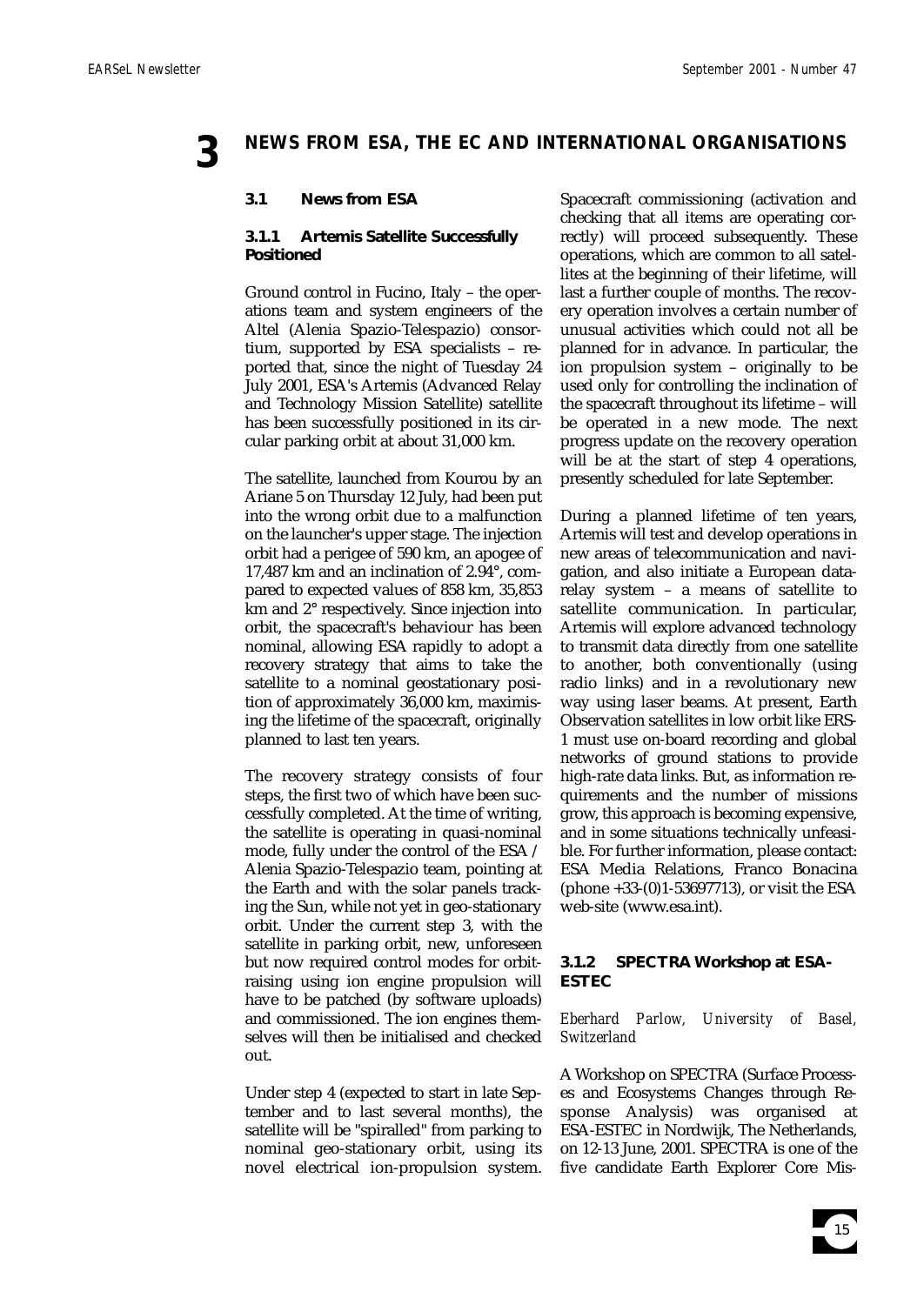# 3 NEWS FROM ESA, THE EC AND INTERNATIONAL ORGANISATIONS

## 3.1 News from ESA

### 3.1.1 Artemis Satellite Successfully Positioned

Ground control in Fucino, Italy – the operations team and system engineers of the Altel (Alenia Spazio-Telespazio) consortium, supported by ESA specialists – reported that, since the night of Tuesday 24 July 2001, ESA's Artemis (Advanced Relay and Technology Mission Satellite) satellite has been successfully positioned in its circular parking orbit at about 31,000 km.

The satellite, launched from Kourou by an Ariane 5 on Thursday 12 July, had been put into the wrong orbit due to a malfunction on the launcher's upper stage. The injection orbit had a perigee of 590 km, an apogee of 17,487 km and an inclination of 2.94°, compared to expected values of 858 km, 35,853 km and 2° respectively. Since injection into orbit, the spacecraft's behaviour has been nominal, allowing ESA rapidly to adopt a recovery strategy that aims to take the satellite to a nominal geostationary position of approximately 36,000 km, maximising the lifetime of the spacecraft, originally planned to last ten years.

The recovery strategy consists of four steps, the first two of which have been successfully completed. At the time of writing, the satellite is operating in quasi-nominal mode, fully under the control of the ESA / Alenia Spazio-Telespazio team, pointing at the Earth and with the solar panels tracking the Sun, while not yet in geo-stationary orbit. Under the current step 3, with the satellite in parking orbit, new, unforeseen but now required control modes for orbit-raising using ion engine propulsion will have to be patched (by software uploads) and commissioned. The ion engines themselves will then be initialised and checked out.

Under step 4 (expected to start in late September and to last several months), the satellite will be "spiralled" from parking to nominal geo-stationary orbit, using its novel electrical ion-propulsion system. Spacecraft commissioning (activation and checking that all items are operating correctly) will proceed subsequently. These operations, which are common to all satellites at the beginning of their lifetime, will last a further couple of months. The recovery operation involves a certain number of unusual activities which could not all be planned for in advance. In particular, the ion propulsion system – originally to be used only for controlling the inclination of the spacecraft throughout its lifetime – will be operated in a new mode. The next progress update on the recovery operation will be at the start of step 4 operations, presently scheduled for late September.

During a planned lifetime of ten years, Artemis will test and develop operations in new areas of telecommunication and navigation, and also initiate a European data-relay system – a means of satellite to satellite communication. In particular, Artemis will explore advanced technology to transmit data directly from one satellite to another, both conventionally (using radio links) and in a revolutionary new way using laser beams. At present, Earth Observation satellites in low orbit like ERS-1 must use on-board recording and global networks of ground stations to provide high-rate data links. But, as information requirements and the number of missions grow, this approach is becoming expensive, and in some situations technically unfeasible. For further information, please contact: ESA Media Relations, Franco Bonacina (phone +33-(0)1-53697713), or visit the ESA web-site (www.esa.int).

### 3.1.2 SPECTRA Workshop at ESA-ESTEC

*Eberhard Parlow, University of Basel, Switzerland*

A Workshop on SPECTRA (Surface Processes and Ecosystems Changes through Response Analysis) was organised at ESA-ESTEC in Nordwijk, The Netherlands, on 12-13 June, 2001. SPECTRA is one of the five candidate Earth Explorer Core Mis-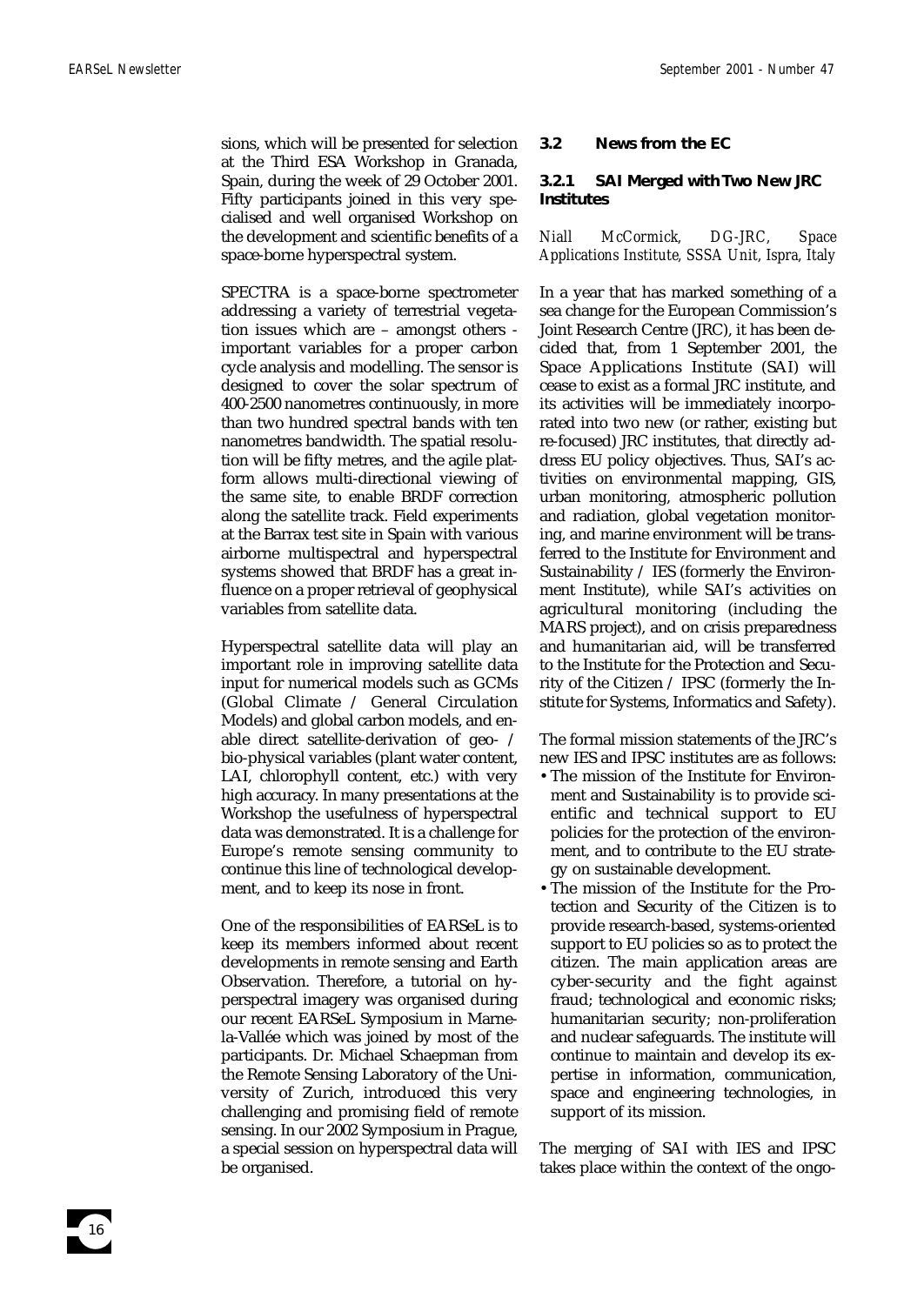sions, which will be presented for selection at the Third ESA Workshop in Granada, Spain, during the week of 29 October 2001. Fifty participants joined in this very specialised and well organised Workshop on the development and scientific benefits of a space-borne hyperspectral system.

SPECTRA is a space-borne spectrometer addressing a variety of terrestrial vegetation issues which are – amongst others - important variables for a proper carbon cycle analysis and modelling. The sensor is designed to cover the solar spectrum of 400-2500 nanometres continuously, in more than two hundred spectral bands with ten nanometres bandwidth. The spatial resolution will be fifty metres, and the agile platform allows multi-directional viewing of the same site, to enable BRDF correction along the satellite track. Field experiments at the Barrax test site in Spain with various airborne multispectral and hyperspectral systems showed that BRDF has a great influence on a proper retrieval of geophysical variables from satellite data.

Hyperspectral satellite data will play an important role in improving satellite data input for numerical models such as GCMs (Global Climate / General Circulation Models) and global carbon models, and enable direct satellite-derivation of geo- / bio-physical variables (plant water content, LAI, chlorophyll content, etc.) with very high accuracy. In many presentations at the Workshop the usefulness of hyperspectral data was demonstrated. It is a challenge for Europe's remote sensing community to continue this line of technological development, and to keep its nose in front.

One of the responsibilities of EARSeL is to keep its members informed about recent developments in remote sensing and Earth Observation. Therefore, a tutorial on hyperspectral imagery was organised during our recent EARSeL Symposium in Marne-la-Vallée which was joined by most of the participants. Dr. Michael Schaepman from the Remote Sensing Laboratory of the University of Zurich, introduced this very challenging and promising field of remote sensing. In our 2002 Symposium in Prague, a special session on hyperspectral data will be organised.

### 3.2 News from the EC

#### 3.2.1 SAI Merged with Two New JRC Institutes

*Niall McCormick, DG-JRC, Space Applications Institute, SSSA Unit, Ispra, Italy*

In a year that has marked something of a sea change for the European Commission's Joint Research Centre (JRC), it has been decided that, from 1 September 2001, the Space Applications Institute (SAI) will cease to exist as a formal JRC institute, and its activities will be immediately incorporated into two new (or rather, existing but re-focused) JRC institutes, that directly address EU policy objectives. Thus, SAI's activities on environmental mapping, GIS, urban monitoring, atmospheric pollution and radiation, global vegetation monitoring, and marine environment will be transferred to the Institute for Environment and Sustainability / IES (formerly the Environment Institute), while SAI's activities on agricultural monitoring (including the MARS project), and on crisis preparedness and humanitarian aid, will be transferred to the Institute for the Protection and Security of the Citizen / IPSC (formerly the Institute for Systems, Informatics and Safety).

The formal mission statements of the JRC's new IES and IPSC institutes are as follows:

- The mission of the Institute for Environment and Sustainability is to provide scientific and technical support to EU policies for the protection of the environment, and to contribute to the EU strategy on sustainable development.
- The mission of the Institute for the Protection and Security of the Citizen is to provide research-based, systems-oriented support to EU policies so as to protect the citizen. The main application areas are cyber-security and the fight against fraud; technological and economic risks; humanitarian security; non-proliferation and nuclear safeguards. The institute will continue to maintain and develop its expertise in information, communication, space and engineering technologies, in support of its mission.

The merging of SAI with IES and IPSC takes place within the context of the ongo-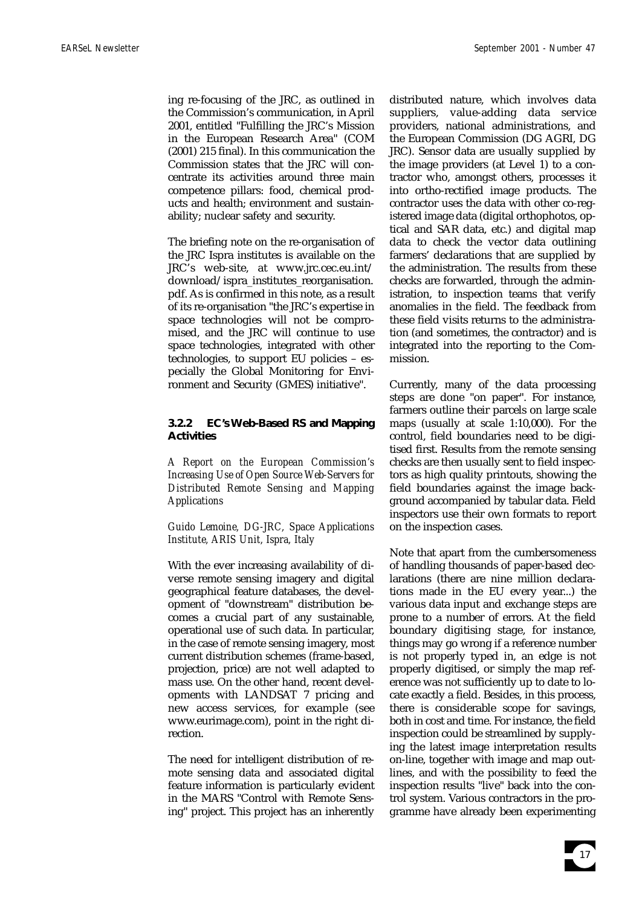ing re-focusing of the JRC, as outlined in the Commission's communication, in April 2001, entitled "Fulfilling the JRC's Mission in the European Research Area" (COM (2001) 215 final). In this communication the Commission states that the JRC will concentrate its activities around three main competence pillars: food, chemical products and health; environment and sustainability; nuclear safety and security.

The briefing note on the re-organisation of the JRC Ispra institutes is available on the JRC's web-site, at www.jrc.cec.eu.int/download/ispra_institutes_reorganisation.pdf. As is confirmed in this note, as a result of its re-organisation "the JRC's expertise in space technologies will not be compromised, and the JRC will continue to use space technologies, integrated with other technologies, to support EU policies – especially the Global Monitoring for Environment and Security (GMES) initiative".

### 3.2.2 EC's Web-Based RS and Mapping Activities

*A Report on the European Commission's Increasing Use of Open Source Web-Servers for Distributed Remote Sensing and Mapping Applications*

*Guido Lemoine, DG-JRC, Space Applications Institute, ARIS Unit, Ispra, Italy*

With the ever increasing availability of diverse remote sensing imagery and digital geographical feature databases, the development of "downstream" distribution becomes a crucial part of any sustainable, operational use of such data. In particular, in the case of remote sensing imagery, most current distribution schemes (frame-based, projection, price) are not well adapted to mass use. On the other hand, recent developments with LANDSAT 7 pricing and new access services, for example (see www.eurimage.com), point in the right direction.

The need for intelligent distribution of remote sensing data and associated digital feature information is particularly evident in the MARS "Control with Remote Sensing" project. This project has an inherently distributed nature, which involves data suppliers, value-adding data service providers, national administrations, and the European Commission (DG AGRI, DG JRC). Sensor data are usually supplied by the image providers (at Level 1) to a contractor who, amongst others, processes it into ortho-rectified image products. The contractor uses the data with other co-registered image data (digital orthophotos, optical and SAR data, etc.) and digital map data to check the vector data outlining farmers' declarations that are supplied by the administration. The results from these checks are forwarded, through the administration, to inspection teams that verify anomalies in the field. The feedback from these field visits returns to the administration (and sometimes, the contractor) and is integrated into the reporting to the Commission.

Currently, many of the data processing steps are done "on paper". For instance, farmers outline their parcels on large scale maps (usually at scale 1:10,000). For the control, field boundaries need to be digitised first. Results from the remote sensing checks are then usually sent to field inspectors as high quality printouts, showing the field boundaries against the image background accompanied by tabular data. Field inspectors use their own formats to report on the inspection cases.

Note that apart from the cumbersomeness of handling thousands of paper-based declarations (there are nine million declarations made in the EU every year...) the various data input and exchange steps are prone to a number of errors. At the field boundary digitising stage, for instance, things may go wrong if a reference number is not properly typed in, an edge is not properly digitised, or simply the map reference was not sufficiently up to date to locate exactly a field. Besides, in this process, there is considerable scope for savings, both in cost and time. For instance, the field inspection could be streamlined by supplying the latest image interpretation results on-line, together with image and map outlines, and with the possibility to feed the inspection results "live" back into the control system. Various contractors in the programme have already been experimenting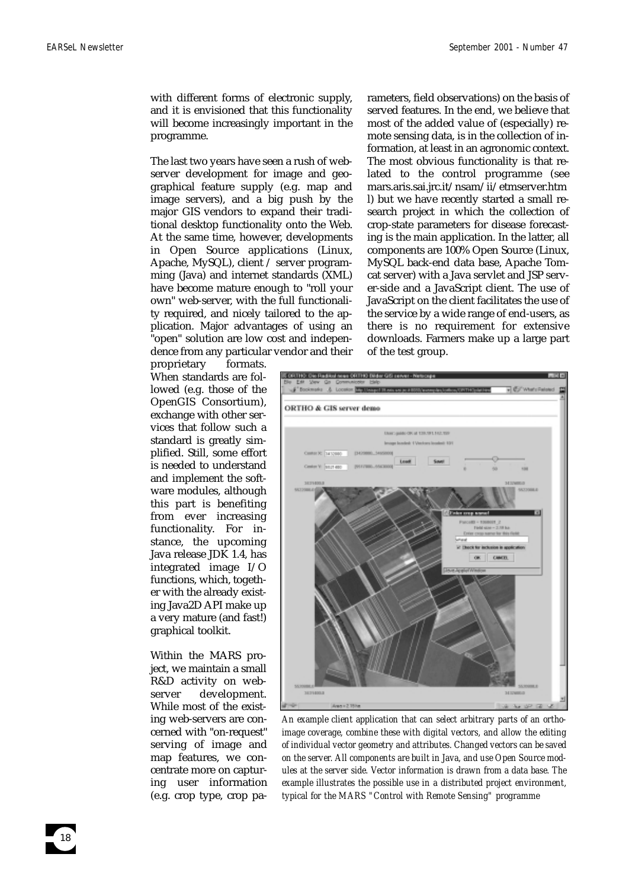with different forms of electronic supply, and it is envisioned that this functionality will become increasingly important in the programme.

The last two years have seen a rush of web-server development for image and geographical feature supply (e.g. map and image servers), and a big push by the major GIS vendors to expand their traditional desktop functionality onto the Web. At the same time, however, developments in Open Source applications (Linux, Apache, MySQL), client / server programming (Java) and internet standards (XML) have become mature enough to "roll your own" web-server, with the full functionality required, and nicely tailored to the application. Major advantages of using an "open" solution are low cost and independence from any particular vendor and their proprietary formats. When standards are followed (e.g. those of the OpenGIS Consortium), exchange with other services that follow such a standard is greatly simplified. Still, some effort is needed to understand and implement the software modules, although this part is benefiting from ever increasing functionality. For instance, the upcoming Java release JDK 1.4, has integrated image I/O functions, which, together with the already existing Java2D API make up a very mature (and fast!) graphical toolkit.

Within the MARS project, we maintain a small R&D activity on web-server development. While most of the existing web-servers are concerned with "on-request" serving of image and map features, we concentrate more on capturing user information (e.g. crop type, crop parameters, field observations) on the basis of served features. In the end, we believe that most of the added value of (especially) remote sensing data, is in the collection of information, at least in an agronomic context. The most obvious functionality is that related to the control programme (see mars.aris.sai.jrc.it/nsam/ii/etmserver.html) but we have recently started a small research project in which the collection of crop-state parameters for disease forecasting is the main application. In the latter, all components are 100% Open Source (Linux, MySQL back-end data base, Apache Tomcat server) with a Java servlet and JSP server-side and a JavaScript client. The use of JavaScript on the client facilitates the use of the service by a wide range of end-users, as there is no requirement for extensive downloads. Farmers make up a large part of the test group.

*An example client application that can select arbitrary parts of an ortho-image coverage, combine these with digital vectors, and allow the editing of individual vector geometry and attributes. Changed vectors can be saved on the server. All components are built in Java, and use Open Source modules at the server side. Vector information is drawn from a data base. The example illustrates the possible use in a distributed project environment, typical for the MARS "Control with Remote Sensing" programme*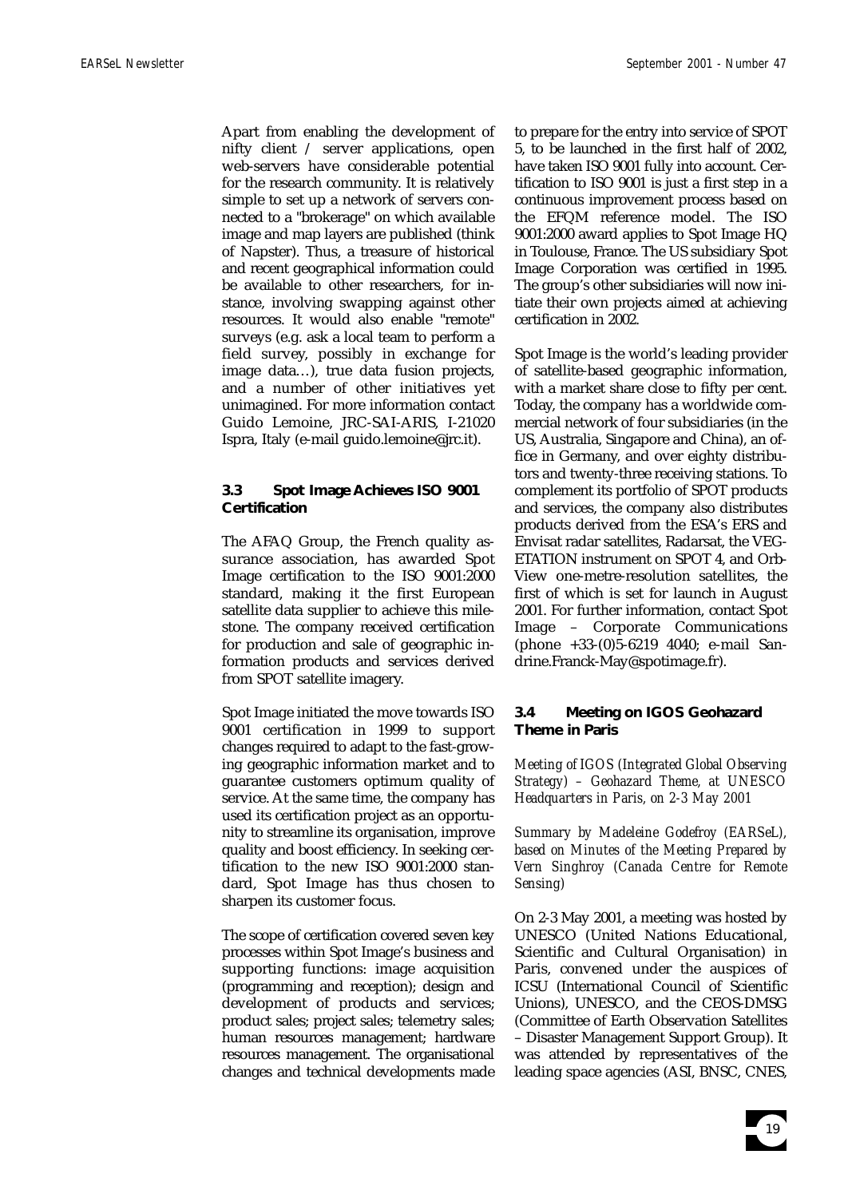Apart from enabling the development of nifty client / server applications, open web-servers have considerable potential for the research community. It is relatively simple to set up a network of servers connected to a "brokerage" on which available image and map layers are published (think of Napster). Thus, a treasure of historical and recent geographical information could be available to other researchers, for instance, involving swapping against other resources. It would also enable "remote" surveys (e.g. ask a local team to perform a field survey, possibly in exchange for image data…), true data fusion projects, and a number of other initiatives yet unimagined. For more information contact Guido Lemoine, JRC-SAI-ARIS, I-21020 Ispra, Italy (e-mail guido.lemoine@jrc.it).

### 3.3 Spot Image Achieves ISO 9001 Certification

The AFAQ Group, the French quality assurance association, has awarded Spot Image certification to the ISO 9001:2000 standard, making it the first European satellite data supplier to achieve this milestone. The company received certification for production and sale of geographic information products and services derived from SPOT satellite imagery.

Spot Image initiated the move towards ISO 9001 certification in 1999 to support changes required to adapt to the fast-growing geographic information market and to guarantee customers optimum quality of service. At the same time, the company has used its certification project as an opportunity to streamline its organisation, improve quality and boost efficiency. In seeking certification to the new ISO 9001:2000 standard, Spot Image has thus chosen to sharpen its customer focus.

The scope of certification covered seven key processes within Spot Image's business and supporting functions: image acquisition (programming and reception); design and development of products and services; product sales; project sales; telemetry sales; human resources management; hardware resources management. The organisational changes and technical developments made to prepare for the entry into service of SPOT 5, to be launched in the first half of 2002, have taken ISO 9001 fully into account. Certification to ISO 9001 is just a first step in a continuous improvement process based on the EFQM reference model. The ISO 9001:2000 award applies to Spot Image HQ in Toulouse, France. The US subsidiary Spot Image Corporation was certified in 1995. The group's other subsidiaries will now initiate their own projects aimed at achieving certification in 2002.

Spot Image is the world's leading provider of satellite-based geographic information, with a market share close to fifty per cent. Today, the company has a worldwide commercial network of four subsidiaries (in the US, Australia, Singapore and China), an office in Germany, and over eighty distributors and twenty-three receiving stations. To complement its portfolio of SPOT products and services, the company also distributes products derived from the ESA's ERS and Envisat radar satellites, Radarsat, the VEGETATION instrument on SPOT 4, and OrbView one-metre-resolution satellites, the first of which is set for launch in August 2001. For further information, contact Spot Image – Corporate Communications (phone +33-(0)5-6219 4040; e-mail Sandrine.Franck-May@spotimage.fr).

### 3.4 Meeting on IGOS Geohazard Theme in Paris

*Meeting of IGOS (Integrated Global Observing Strategy) – Geohazard Theme, at UNESCO Headquarters in Paris, on 2-3 May 2001*

*Summary by Madeleine Godefroy (EARSeL), based on Minutes of the Meeting Prepared by Vern Singhroy (Canada Centre for Remote Sensing)*

On 2-3 May 2001, a meeting was hosted by UNESCO (United Nations Educational, Scientific and Cultural Organisation) in Paris, convened under the auspices of ICSU (International Council of Scientific Unions), UNESCO, and the CEOS-DMSG (Committee of Earth Observation Satellites – Disaster Management Support Group). It was attended by representatives of the leading space agencies (ASI, BNSC, CNES,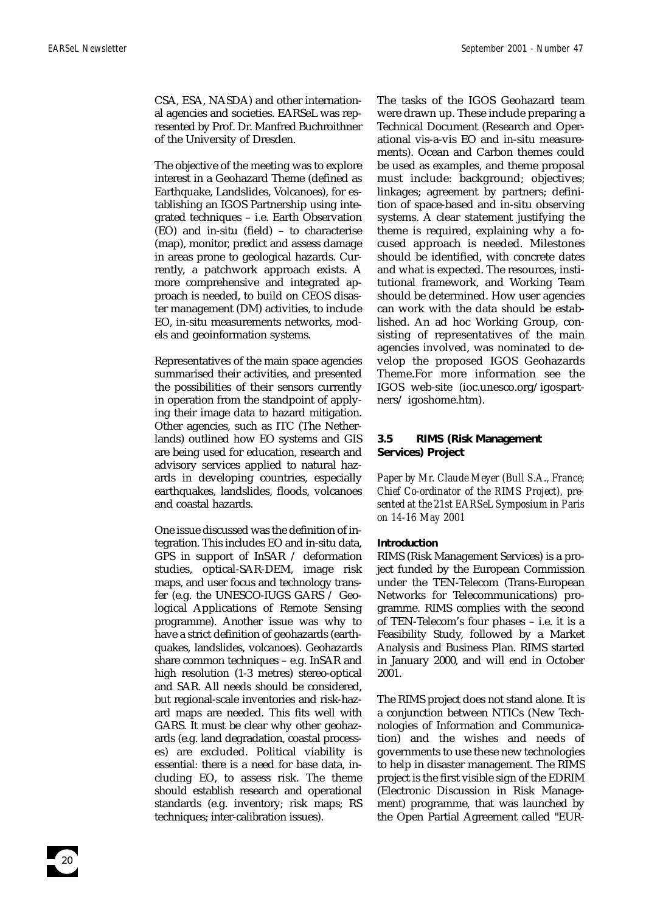CSA, ESA, NASDA) and other international agencies and societies. EARSeL was represented by Prof. Dr. Manfred Buchroithner of the University of Dresden.

The objective of the meeting was to explore interest in a Geohazard Theme (defined as Earthquake, Landslides, Volcanoes), for establishing an IGOS Partnership using integrated techniques – i.e. Earth Observation (EO) and in-situ (field) – to characterise (map), monitor, predict and assess damage in areas prone to geological hazards. Currently, a patchwork approach exists. A more comprehensive and integrated approach is needed, to build on CEOS disaster management (DM) activities, to include EO, in-situ measurements networks, models and geoinformation systems.

Representatives of the main space agencies summarised their activities, and presented the possibilities of their sensors currently in operation from the standpoint of applying their image data to hazard mitigation. Other agencies, such as ITC (The Netherlands) outlined how EO systems and GIS are being used for education, research and advisory services applied to natural hazards in developing countries, especially earthquakes, landslides, floods, volcanoes and coastal hazards.

One issue discussed was the definition of integration. This includes EO and in-situ data, GPS in support of InSAR / deformation studies, optical-SAR-DEM, image risk maps, and user focus and technology transfer (e.g. the UNESCO-IUGS GARS / Geological Applications of Remote Sensing programme). Another issue was why to have a strict definition of geohazards (earthquakes, landslides, volcanoes). Geohazards share common techniques – e.g. InSAR and high resolution (1-3 metres) stereo-optical and SAR. All needs should be considered, but regional-scale inventories and risk-hazard maps are needed. This fits well with GARS. It must be clear why other geohazards (e.g. land degradation, coastal processes) are excluded. Political viability is essential: there is a need for base data, including EO, to assess risk. The theme should establish research and operational standards (e.g. inventory; risk maps; RS techniques; inter-calibration issues).

The tasks of the IGOS Geohazard team were drawn up. These include preparing a Technical Document (Research and Operational vis-a-vis EO and in-situ measurements). Ocean and Carbon themes could be used as examples, and theme proposal must include: background; objectives; linkages; agreement by partners; definition of space-based and in-situ observing systems. A clear statement justifying the theme is required, explaining why a focused approach is needed. Milestones should be identified, with concrete dates and what is expected. The resources, institutional framework, and Working Team should be determined. How user agencies can work with the data should be established. An ad hoc Working Group, consisting of representatives of the main agencies involved, was nominated to develop the proposed IGOS Geohazards Theme.For more information see the IGOS web-site (ioc.unesco.org/igospartners/ igoshome.htm).

### 3.5 RIMS (Risk Management Services) Project

*Paper by Mr. Claude Meyer (Bull S.A., France; Chief Co-ordinator of the RIMS Project), presented at the 21st EARSeL Symposium in Paris on 14-16 May 2001*

**Introduction**

RIMS (Risk Management Services) is a project funded by the European Commission under the TEN-Telecom (Trans-European Networks for Telecommunications) programme. RIMS complies with the second of TEN-Telecom's four phases – i.e. it is a Feasibility Study, followed by a Market Analysis and Business Plan. RIMS started in January 2000, and will end in October 2001.

The RIMS project does not stand alone. It is a conjunction between NTICs (New Technologies of Information and Communication) and the wishes and needs of governments to use these new technologies to help in disaster management. The RIMS project is the first visible sign of the EDRIM (Electronic Discussion in Risk Management) programme, that was launched by the Open Partial Agreement called "EUR-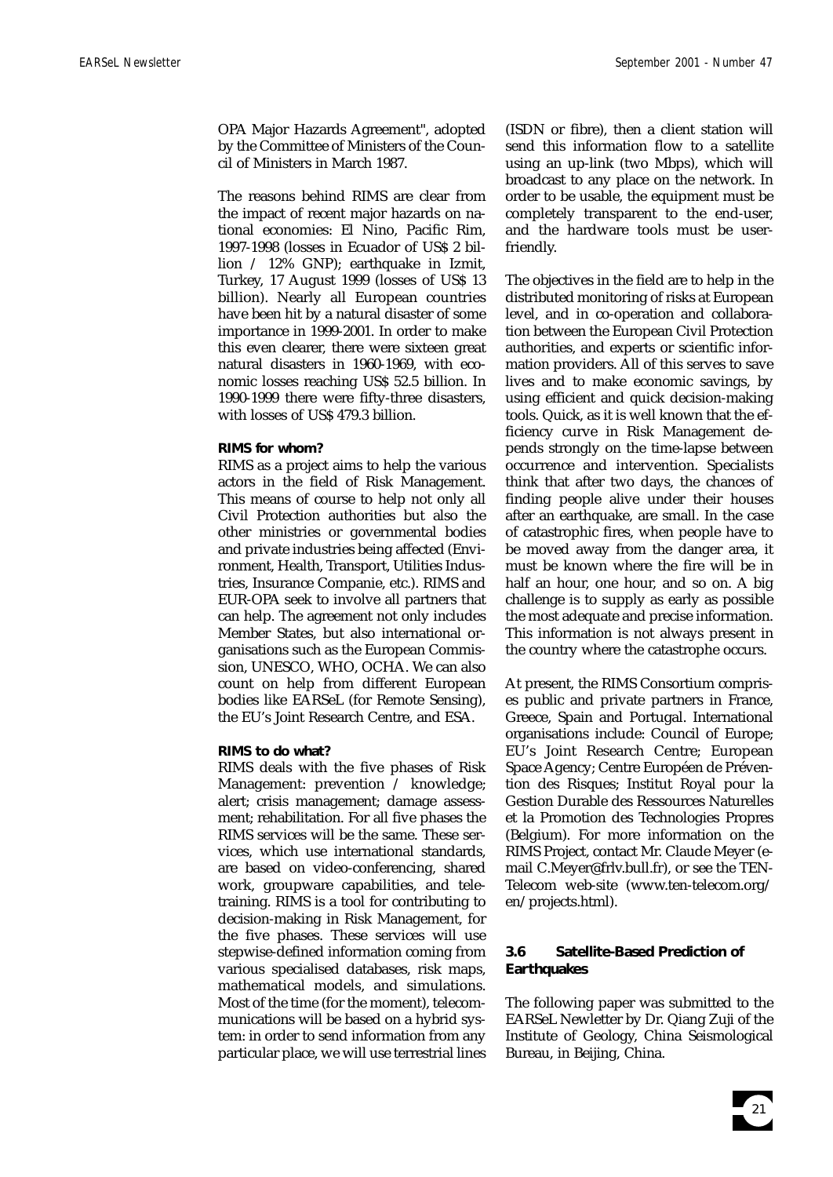OPA Major Hazards Agreement", adopted by the Committee of Ministers of the Council of Ministers in March 1987.

The reasons behind RIMS are clear from the impact of recent major hazards on national economies: El Nino, Pacific Rim, 1997-1998 (losses in Ecuador of US$ 2 billion / 12% GNP); earthquake in Izmit, Turkey, 17 August 1999 (losses of US$ 13 billion). Nearly all European countries have been hit by a natural disaster of some importance in 1999-2001. In order to make this even clearer, there were sixteen great natural disasters in 1960-1969, with economic losses reaching US$ 52.5 billion. In 1990-1999 there were fifty-three disasters, with losses of US$ 479.3 billion.

**RIMS for whom?**

RIMS as a project aims to help the various actors in the field of Risk Management. This means of course to help not only all Civil Protection authorities but also the other ministries or governmental bodies and private industries being affected (Environment, Health, Transport, Utilities Industries, Insurance Companie, etc.). RIMS and EUR-OPA seek to involve all partners that can help. The agreement not only includes Member States, but also international organisations such as the European Commission, UNESCO, WHO, OCHA. We can also count on help from different European bodies like EARSeL (for Remote Sensing), the EU's Joint Research Centre, and ESA.

**RIMS to do what?**

RIMS deals with the five phases of Risk Management: prevention / knowledge; alert; crisis management; damage assessment; rehabilitation. For all five phases the RIMS services will be the same. These services, which use international standards, are based on video-conferencing, shared work, groupware capabilities, and teletraining. RIMS is a tool for contributing to decision-making in Risk Management, for the five phases. These services will use stepwise-defined information coming from various specialised databases, risk maps, mathematical models, and simulations. Most of the time (for the moment), telecommunications will be based on a hybrid system: in order to send information from any particular place, we will use terrestrial lines (ISDN or fibre), then a client station will send this information flow to a satellite using an up-link (two Mbps), which will broadcast to any place on the network. In order to be usable, the equipment must be completely transparent to the end-user, and the hardware tools must be user-friendly.

The objectives in the field are to help in the distributed monitoring of risks at European level, and in co-operation and collaboration between the European Civil Protection authorities, and experts or scientific information providers. All of this serves to save lives and to make economic savings, by using efficient and quick decision-making tools. Quick, as it is well known that the efficiency curve in Risk Management depends strongly on the time-lapse between occurrence and intervention. Specialists think that after two days, the chances of finding people alive under their houses after an earthquake, are small. In the case of catastrophic fires, when people have to be moved away from the danger area, it must be known where the fire will be in half an hour, one hour, and so on. A big challenge is to supply as early as possible the most adequate and precise information. This information is not always present in the country where the catastrophe occurs.

At present, the RIMS Consortium comprises public and private partners in France, Greece, Spain and Portugal. International organisations include: Council of Europe; EU's Joint Research Centre; European Space Agency; Centre Européen de Prévention des Risques; Institut Royal pour la Gestion Durable des Ressources Naturelles et la Promotion des Technologies Propres (Belgium). For more information on the RIMS Project, contact Mr. Claude Meyer (e-mail C.Meyer@frlv.bull.fr), or see the TEN-Telecom web-site (www.ten-telecom.org/en/projects.html).

### 3.6 Satellite-Based Prediction of Earthquakes

The following paper was submitted to the EARSeL Newsletter by Dr. Qiang Zuji of the Institute of Geology, China Seismological Bureau, in Beijing, China.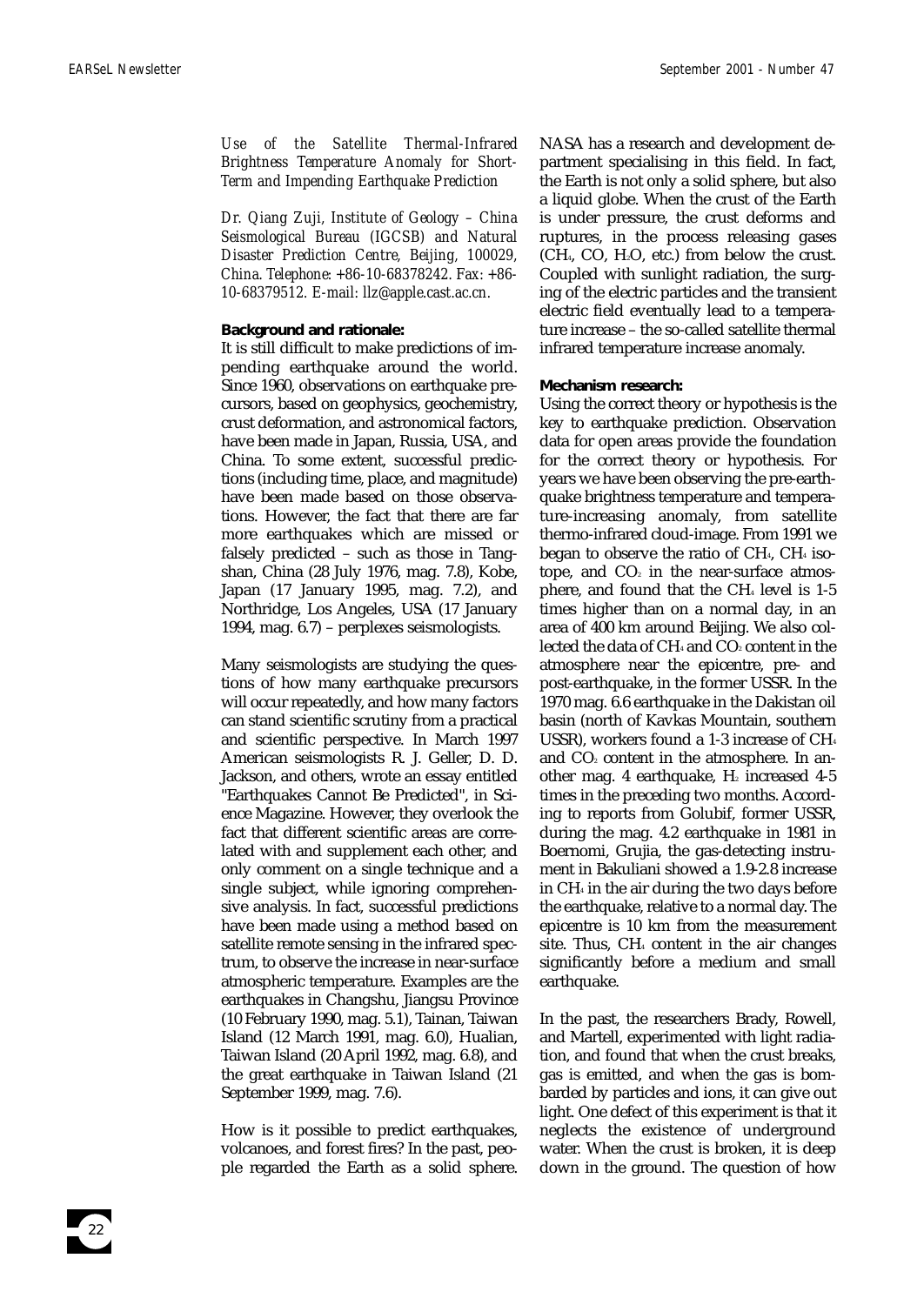*Use of the Satellite Thermal-Infrared Brightness Temperature Anomaly for Short-Term and Impending Earthquake Prediction*

*Dr. Qiang Zuji, Institute of Geology – China Seismological Bureau (IGCSB) and Natural Disaster Prediction Centre, Beijing, 100029, China. Telephone: +86-10-68378242. Fax: +86-10-68379512. E-mail: llz@apple.cast.ac.cn.*

**Background and rationale:**

It is still difficult to make predictions of impending earthquake around the world. Since 1960, observations on earthquake precursors, based on geophysics, geochemistry, crust deformation, and astronomical factors, have been made in Japan, Russia, USA, and China. To some extent, successful predictions (including time, place, and magnitude) have been made based on those observations. However, the fact that there are far more earthquakes which are missed or falsely predicted – such as those in Tangshan, China (28 July 1976, mag. 7.8), Kobe, Japan (17 January 1995, mag. 7.2), and Northridge, Los Angeles, USA (17 January 1994, mag. 6.7) – perplexes seismologists.

Many seismologists are studying the questions of how many earthquake precursors will occur repeatedly, and how many factors can stand scientific scrutiny from a practical and scientific perspective. In March 1997 American seismologists R. J. Geller, D. D. Jackson, and others, wrote an essay entitled "Earthquakes Cannot Be Predicted", in Science Magazine. However, they overlook the fact that different scientific areas are correlated with and supplement each other, and only comment on a single technique and a single subject, while ignoring comprehensive analysis. In fact, successful predictions have been made using a method based on satellite remote sensing in the infrared spectrum, to observe the increase in near-surface atmospheric temperature. Examples are the earthquakes in Changshu, Jiangsu Province (10 February 1990, mag. 5.1), Tainan, Taiwan Island (12 March 1991, mag. 6.0), Hualian, Taiwan Island (20 April 1992, mag. 6.8), and the great earthquake in Taiwan Island (21 September 1999, mag. 7.6).

How is it possible to predict earthquakes, volcanoes, and forest fires? In the past, people regarded the Earth as a solid sphere. NASA has a research and development department specialising in this field. In fact, the Earth is not only a solid sphere, but also a liquid globe. When the crust of the Earth is under pressure, the crust deforms and ruptures, in the process releasing gases ($CH_4$, CO, $H_2O$, etc.) from below the crust. Coupled with sunlight radiation, the surging of the electric particles and the transient electric field eventually lead to a temperature increase – the so-called satellite thermal infrared temperature increase anomaly.

**Mechanism research:**

Using the correct theory or hypothesis is the key to earthquake prediction. Observation data for open areas provide the foundation for the correct theory or hypothesis. For years we have been observing the pre-earthquake brightness temperature and temperature-increasing anomaly, from satellite thermo-infrared cloud-image. From 1991 we began to observe the ratio of $CH_4$, $CH_4$ isotope, and $CO_2$ in the near-surface atmosphere, and found that the $CH_4$ level is 1-5 times higher than on a normal day, in an area of 400 km around Beijing. We also collected the data of $CH_4$ and $CO_2$ content in the atmosphere near the epicentre, pre- and post-earthquake, in the former USSR. In the 1970 mag. 6.6 earthquake in the Dakistan oil basin (north of Kavkas Mountain, southern USSR), workers found a 1-3 increase of $CH_4$ and $CO_2$ content in the atmosphere. In another mag. 4 earthquake, $H_2$ increased 4-5 times in the preceding two months. According to reports from Golubif, former USSR, during the mag. 4.2 earthquake in 1981 in Boernomi, Grujia, the gas-detecting instrument in Bakuliani showed a 1.9-2.8 increase in $CH_4$ in the air during the two days before the earthquake, relative to a normal day. The epicentre is 10 km from the measurement site. Thus, $CH_4$ content in the air changes significantly before a medium and small earthquake.

In the past, the researchers Brady, Rowell, and Martell, experimented with light radiation, and found that when the crust breaks, gas is emitted, and when the gas is bombarded by particles and ions, it can give out light. One defect of this experiment is that it neglects the existence of underground water. When the crust is broken, it is deep down in the ground. The question of how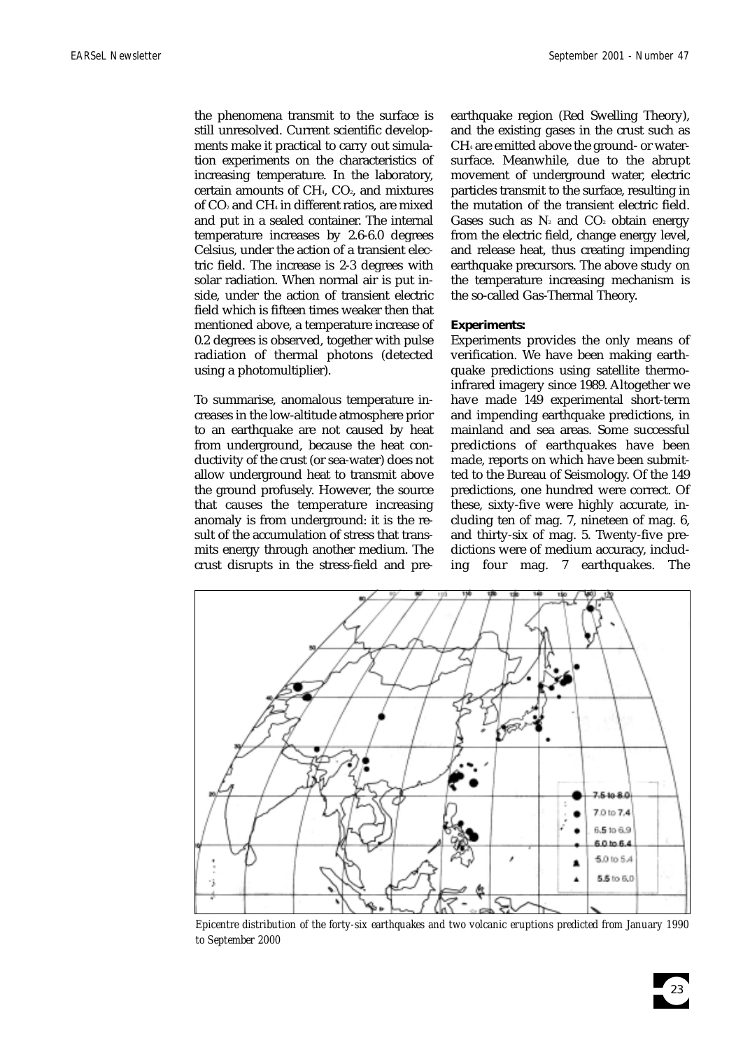the phenomena transmit to the surface is still unresolved. Current scientific developments make it practical to carry out simulation experiments on the characteristics of increasing temperature. In the laboratory, certain amounts of $CH_4$, $CO_2$, and mixtures of $CO_2$ and $CH_4$ in different ratios, are mixed and put in a sealed container. The internal temperature increases by 2.6-6.0 degrees Celsius, under the action of a transient electric field. The increase is 2-3 degrees with solar radiation. When normal air is put inside, under the action of transient electric field which is fifteen times weaker then that mentioned above, a temperature increase of 0.2 degrees is observed, together with pulse radiation of thermal photons (detected using a photomultiplier).

To summarise, anomalous temperature increases in the low-altitude atmosphere prior to an earthquake are not caused by heat from underground, because the heat conductivity of the crust (or sea-water) does not allow underground heat to transmit above the ground profusely. However, the source that causes the temperature increasing anomaly is from underground: it is the result of the accumulation of stress that transmits energy through another medium. The crust disrupts in the stress-field and pre-earthquake region (Red Swelling Theory), and the existing gases in the crust such as $CH_4$ are emitted above the ground- or water-surface. Meanwhile, due to the abrupt movement of underground water, electric particles transmit to the surface, resulting in the mutation of the transient electric field. Gases such as $N_2$ and $CO_2$ obtain energy from the electric field, change energy level, and release heat, thus creating impending earthquake precursors. The above study on the temperature increasing mechanism is the so-called Gas-Thermal Theory.

**Experiments:**

Experiments provides the only means of verification. We have been making earthquake predictions using satellite thermo-infrared imagery since 1989. Altogether we have made 149 experimental short-term and impending earthquake predictions, in mainland and sea areas. Some successful predictions of earthquakes have been made, reports on which have been submitted to the Bureau of Seismology. Of the 149 predictions, one hundred were correct. Of these, sixty-five were highly accurate, including ten of mag. 7, nineteen of mag. 6, and thirty-six of mag. 5. Twenty-five predictions were of medium accuracy, including four mag. 7 earthquakes. The

*Epicentre distribution of the forty-six earthquakes and two volcanic eruptions predicted from January 1990 to September 2000*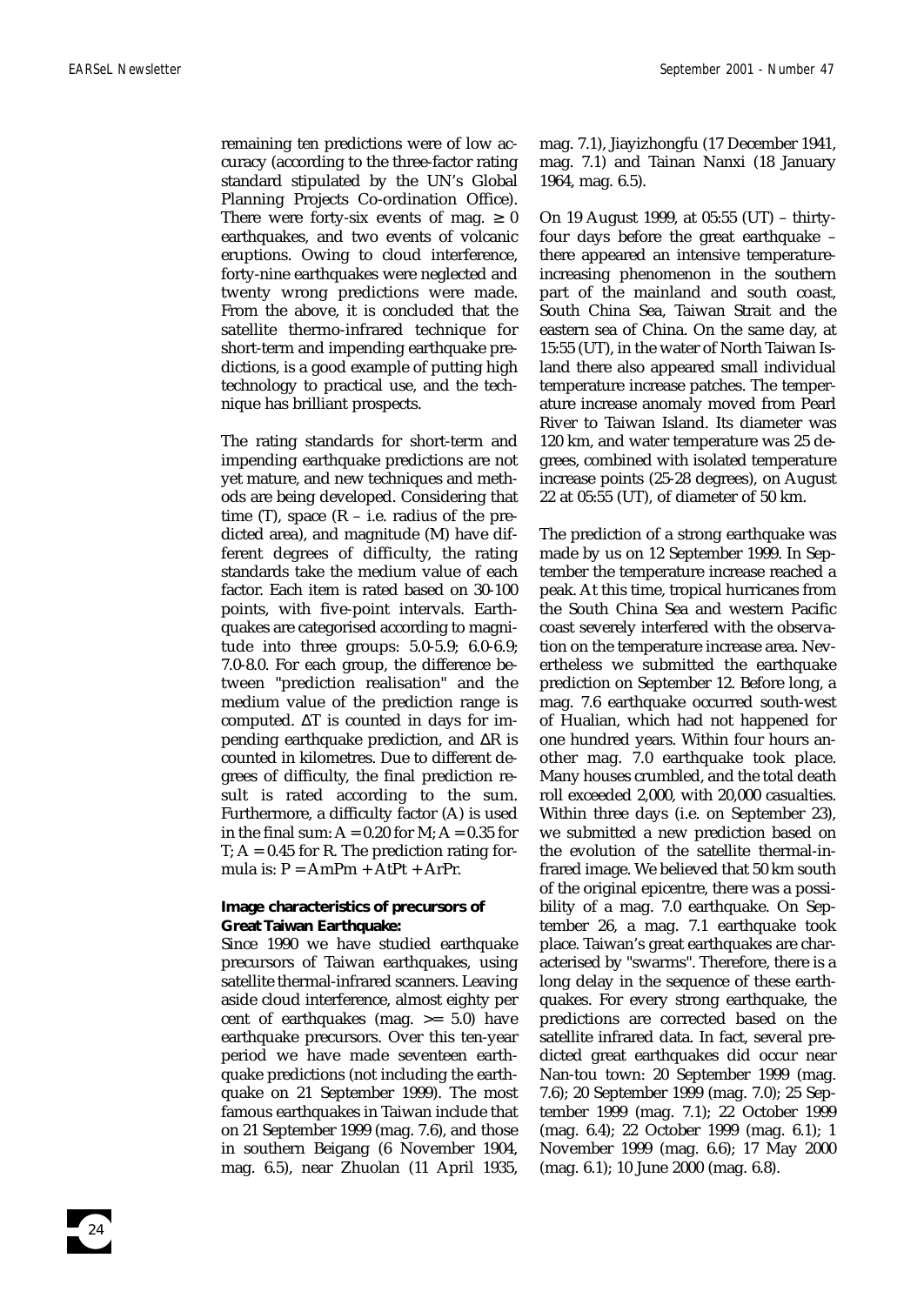remaining ten predictions were of low accuracy (according to the three-factor rating standard stipulated by the UN's Global Planning Projects Co-ordination Office). There were forty-six events of mag. $\geq 0$ earthquakes, and two events of volcanic eruptions. Owing to cloud interference, forty-nine earthquakes were neglected and twenty wrong predictions were made. From the above, it is concluded that the satellite thermo-infrared technique for short-term and impending earthquake predictions, is a good example of putting high technology to practical use, and the technique has brilliant prospects.

The rating standards for short-term and impending earthquake predictions are not yet mature, and new techniques and methods are being developed. Considering that time (T), space (R – i.e. radius of the predicted area), and magnitude (M) have different degrees of difficulty, the rating standards take the medium value of each factor. Each item is rated based on 30-100 points, with five-point intervals. Earthquakes are categorised according to magnitude into three groups: 5.0-5.9; 6.0-6.9; 7.0-8.0. For each group, the difference between "prediction realisation" and the medium value of the prediction range is computed. $\Delta T$ is counted in days for impending earthquake prediction, and $\Delta R$ is counted in kilometres. Due to different degrees of difficulty, the final prediction result is rated according to the sum. Furthermore, a difficulty factor (A) is used in the final sum: $A = 0.20$ for M; $A = 0.35$ for T; $A = 0.45$ for R. The prediction rating formula is: $P = AmPm + AtPt + ArPr$.

**Image characteristics of precursors of Great Taiwan Earthquake:**

Since 1990 we have studied earthquake precursors of Taiwan earthquakes, using satellite thermal-infrared scanners. Leaving aside cloud interference, almost eighty per cent of earthquakes (mag. >= 5.0) have earthquake precursors. Over this ten-year period we have made seventeen earthquake predictions (not including the earthquake on 21 September 1999). The most famous earthquakes in Taiwan include that on 21 September 1999 (mag. 7.6), and those in southern Beigang (6 November 1904, mag. 6.5), near Zhuolan (11 April 1935, mag. 7.1), Jiayizhongfu (17 December 1941, mag. 7.1) and Tainan Nanxi (18 January 1964, mag. 6.5).

On 19 August 1999, at 05:55 (UT) – thirty-four days before the great earthquake – there appeared an intensive temperature-increasing phenomenon in the southern part of the mainland and south coast, South China Sea, Taiwan Strait and the eastern sea of China. On the same day, at 15:55 (UT), in the water of North Taiwan Island there also appeared small individual temperature increase patches. The temperature increase anomaly moved from Pearl River to Taiwan Island. Its diameter was 120 km, and water temperature was 25 degrees, combined with isolated temperature increase points (25-28 degrees), on August 22 at 05:55 (UT), of diameter of 50 km.

The prediction of a strong earthquake was made by us on 12 September 1999. In September the temperature increase reached a peak. At this time, tropical hurricanes from the South China Sea and western Pacific coast severely interfered with the observation on the temperature increase area. Nevertheless we submitted the earthquake prediction on September 12. Before long, a mag. 7.6 earthquake occurred south-west of Hualian, which had not happened for one hundred years. Within four hours another mag. 7.0 earthquake took place. Many houses crumbled, and the total death roll exceeded 2,000, with 20,000 casualties. Within three days (i.e. on September 23), we submitted a new prediction based on the evolution of the satellite thermal-infrared image. We believed that 50 km south of the original epicentre, there was a possibility of a mag. 7.0 earthquake. On September 26, a mag. 7.1 earthquake took place. Taiwan's great earthquakes are characterised by "swarms". Therefore, there is a long delay in the sequence of these earthquakes. For every strong earthquake, the predictions are corrected based on the satellite infrared data. In fact, several predicted great earthquakes did occur near Nan-tou town: 20 September 1999 (mag. 7.6); 20 September 1999 (mag. 7.0); 25 September 1999 (mag. 7.1); 22 October 1999 (mag. 6.4); 22 October 1999 (mag. 6.1); 1 November 1999 (mag. 6.6); 17 May 2000 (mag. 6.1); 10 June 2000 (mag. 6.8).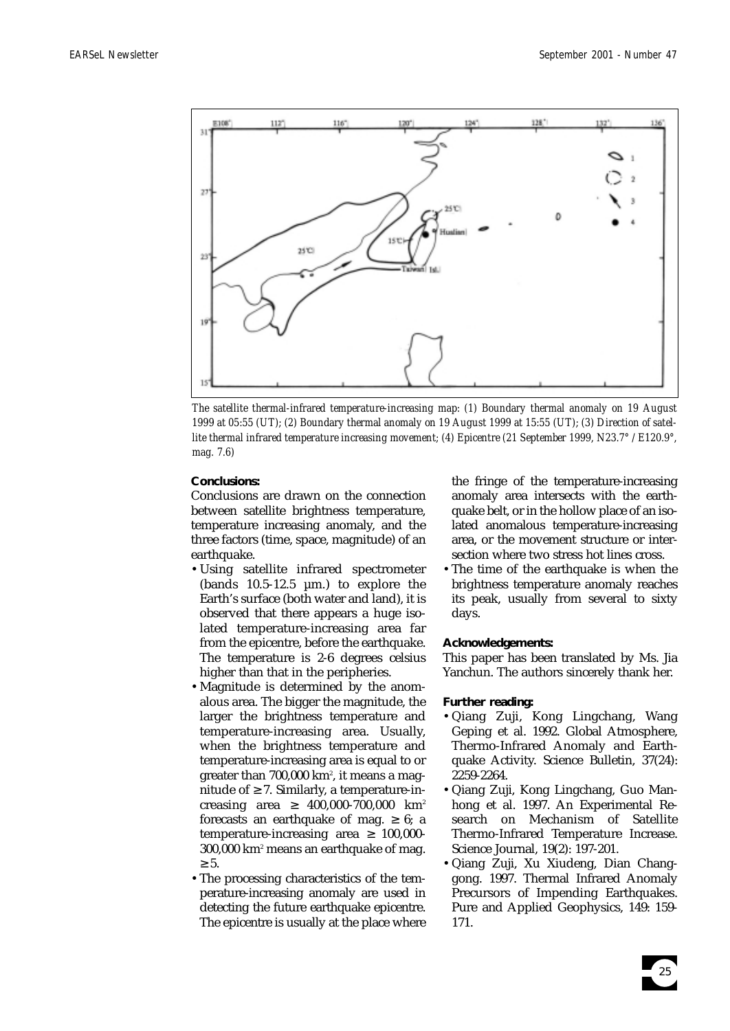*The satellite thermal-infrared temperature-increasing map: (1) Boundary thermal anomaly on 19 August 1999 at 05:55 (UT); (2) Boundary thermal anomaly on 19 August 1999 at 15:55 (UT); (3) Direction of satellite thermal infrared temperature increasing movement; (4) Epicentre (21 September 1999, N23.7° / E120.9°, mag. 7.6)*

**Conclusions:**

Conclusions are drawn on the connection between satellite brightness temperature, temperature increasing anomaly, and the three factors (time, space, magnitude) of an earthquake.

- Using satellite infrared spectrometer (bands 10.5-12.5 µm.) to explore the Earth's surface (both water and land), it is observed that there appears a huge isolated temperature-increasing area far from the epicentre, before the earthquake. The temperature is 2-6 degrees celsius higher than that in the peripheries.
- Magnitude is determined by the anomalous area. The bigger the magnitude, the larger the brightness temperature and temperature-increasing area. Usually, when the brightness temperature and temperature-increasing area is equal to or greater than 700,000 $km^2$, it means a magnitude of ≥ 7. Similarly, a temperature-increasing area ≥ 400,000-700,000 $km^2$ forecasts an earthquake of mag. ≥ 6; a temperature-increasing area ≥ 100,000-300,000 $km^2$ means an earthquake of mag. ≥ 5.
- The processing characteristics of the temperature-increasing anomaly are used in detecting the future earthquake epicentre. The epicentre is usually at the place where the fringe of the temperature-increasing anomaly area intersects with the earthquake belt, or in the hollow place of an isolated anomalous temperature-increasing area, or the movement structure or intersection where two stress hot lines cross.
- The time of the earthquake is when the brightness temperature anomaly reaches its peak, usually from several to sixty days.

**Acknowledgements:**

This paper has been translated by Ms. Jia Yanchun. The authors sincerely thank her.

**Further reading:**

- Qiang Zuji, Kong Lingchang, Wang Geping et al. 1992. Global Atmosphere, Thermo-Infrared Anomaly and Earthquake Activity. Science Bulletin, 37(24): 2259-2264.
- Qiang Zuji, Kong Lingchang, Guo Manhong et al. 1997. An Experimental Research on Mechanism of Satellite Thermo-Infrared Temperature Increase. Science Journal, 19(2): 197-201.
- Qiang Zuji, Xu Xiudeng, Dian Changgong. 1997. Thermal Infrared Anomaly Precursors of Impending Earthquakes. Pure and Applied Geophysics, 149: 159-171.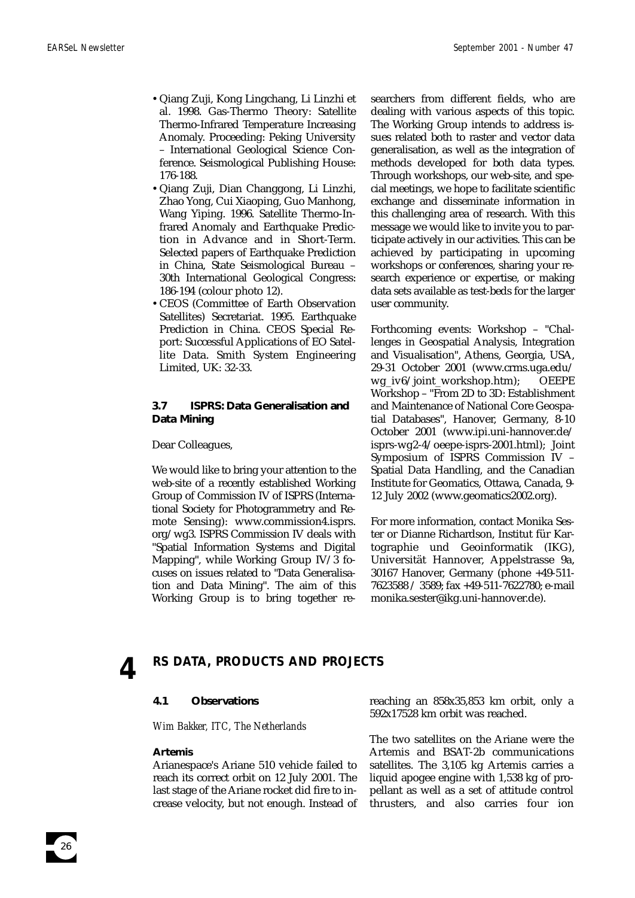- Qiang Zuji, Kong Lingchang, Li Linzhi et al. 1998. Gas-Thermo Theory: Satellite Thermo-Infrared Temperature Increasing Anomaly. Proceeding: Peking University – International Geological Science Conference. Seismological Publishing House: 176-188.
- Qiang Zuji, Dian Changgong, Li Linzhi, Zhao Yong, Cui Xiaoping, Guo Manhong, Wang Yiping. 1996. Satellite Thermo-Infrared Anomaly and Earthquake Prediction in Advance and in Short-Term. Selected papers of Earthquake Prediction in China, State Seismological Bureau – 30th International Geological Congress: 186-194 (colour photo 12).
- CEOS (Committee of Earth Observation Satellites) Secretariat. 1995. Earthquake Prediction in China. CEOS Special Report: Successful Applications of EO Satellite Data. Smith System Engineering Limited, UK: 32-33.

### 3.7 ISPRS: Data Generalisation and Data Mining

Dear Colleagues,

We would like to bring your attention to the web-site of a recently established Working Group of Commission IV of ISPRS (International Society for Photogrammetry and Remote Sensing): www.commission4.isprs.org/wg3. ISPRS Commission IV deals with "Spatial Information Systems and Digital Mapping", while Working Group IV/3 focuses on issues related to "Data Generalisation and Data Mining". The aim of this Working Group is to bring together researchers from different fields, who are dealing with various aspects of this topic. The Working Group intends to address issues related both to raster and vector data generalisation, as well as the integration of methods developed for both data types. Through workshops, our web-site, and special meetings, we hope to facilitate scientific exchange and disseminate information in this challenging area of research. With this message we would like to invite you to participate actively in our activities. This can be achieved by participating in upcoming workshops or conferences, sharing your research experience or expertise, or making data sets available as test-beds for the larger user community.

Forthcoming events: Workshop – "Challenges in Geospatial Analysis, Integration and Visualisation", Athens, Georgia, USA, 29-31 October 2001 (www.crms.uga.edu/wg_iv6/joint_workshop.htm); OEEPE Workshop – "From 2D to 3D: Establishment and Maintenance of National Core Geospatial Databases", Hanover, Germany, 8-10 October 2001 (www.ipi.uni-hannover.de/isprs-wg2-4/oeepe-isprs-2001.html); Joint Symposium of ISPRS Commission IV – Spatial Data Handling, and the Canadian Institute for Geomatics, Ottawa, Canada, 9-12 July 2002 (www.geomatics2002.org).

For more information, contact Monika Sester or Dianne Richardson, Institut für Kartographie und Geoinformatik (IKG), Universität Hannover, Appelstrasse 9a, 30167 Hanover, Germany (phone +49-511-7623588 / 3589; fax +49-511-7622780; e-mail monika.sester@ikg.uni-hannover.de).

# 4 RS DATA, PRODUCTS AND PROJECTS

### 4.1 Observations

*Wim Bakker, ITC, The Netherlands*

**Artemis**

Arianespace's Ariane 510 vehicle failed to reach its correct orbit on 12 July 2001. The last stage of the Ariane rocket did fire to increase velocity, but not enough. Instead of reaching an 858x35,853 km orbit, only a 592x17528 km orbit was reached.

The two satellites on the Ariane were the Artemis and BSAT-2b communications satellites. The 3,105 kg Artemis carries a liquid apogee engine with 1,538 kg of propellant as well as a set of attitude control thrusters, and also carries four ion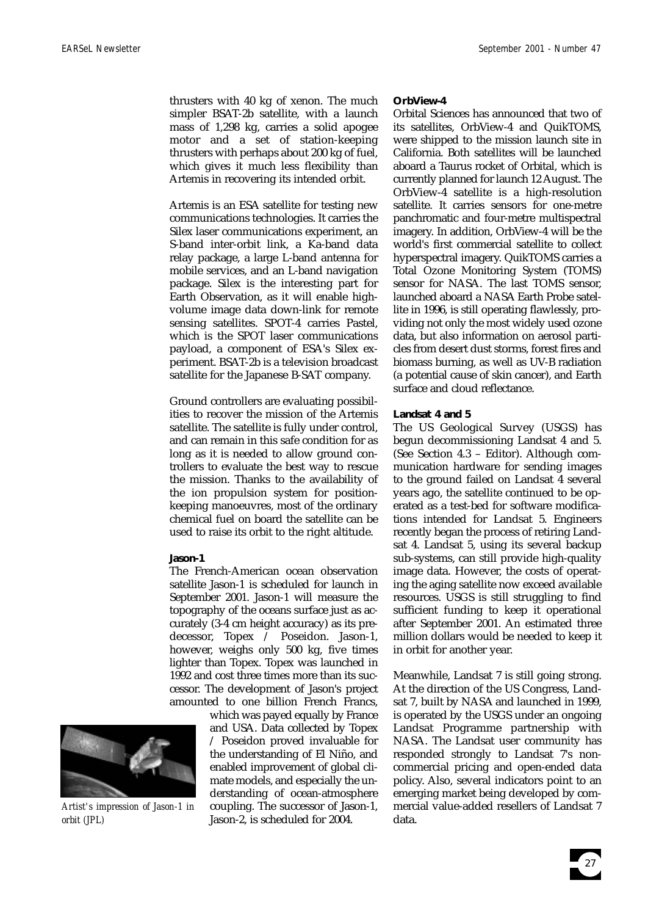thrusters with 40 kg of xenon. The much simpler BSAT-2b satellite, with a launch mass of 1,298 kg, carries a solid apogee motor and a set of station-keeping thrusters with perhaps about 200 kg of fuel, which gives it much less flexibility than Artemis in recovering its intended orbit.

Artemis is an ESA satellite for testing new communications technologies. It carries the Silex laser communications experiment, an S-band inter-orbit link, a Ka-band data relay package, a large L-band antenna for mobile services, and an L-band navigation package. Silex is the interesting part for Earth Observation, as it will enable high-volume image data down-link for remote sensing satellites. SPOT-4 carries Pastel, which is the SPOT laser communications payload, a component of ESA's Silex experiment. BSAT-2b is a television broadcast satellite for the Japanese B-SAT company.

Ground controllers are evaluating possibilities to recover the mission of the Artemis satellite. The satellite is fully under control, and can remain in this safe condition for as long as it is needed to allow ground controllers to evaluate the best way to rescue the mission. Thanks to the availability of the ion propulsion system for position-keeping manoeuvres, most of the ordinary chemical fuel on board the satellite can be used to raise its orbit to the right altitude.

**Jason-1**

The French-American ocean observation satellite Jason-1 is scheduled for launch in September 2001. Jason-1 will measure the topography of the oceans surface just as accurately (3-4 cm height accuracy) as its predecessor, Topex / Poseidon. Jason-1, however, weighs only 500 kg, five times lighter than Topex. Topex was launched in 1992 and cost three times more than its successor. The development of Jason's project amounted to one billion French Francs, which was payed equally by France and USA. Data collected by Topex / Poseidon proved invaluable for the understanding of El Niño, and enabled improvement of global climate models, and especially the understanding of ocean-atmosphere coupling. The successor of Jason-1, Jason-2, is scheduled for 2004.

*Artist's impression of Jason-1 in orbit (JPL)*

**OrbView-4**

Orbital Sciences has announced that two of its satellites, OrbView-4 and QuikTOMS, were shipped to the mission launch site in California. Both satellites will be launched aboard a Taurus rocket of Orbital, which is currently planned for launch 12 August. The OrbView-4 satellite is a high-resolution satellite. It carries sensors for one-metre panchromatic and four-metre multispectral imagery. In addition, OrbView-4 will be the world's first commercial satellite to collect hyperspectral imagery. QuikTOMS carries a Total Ozone Monitoring System (TOMS) sensor for NASA. The last TOMS sensor, launched aboard a NASA Earth Probe satellite in 1996, is still operating flawlessly, providing not only the most widely used ozone data, but also information on aerosol particles from desert dust storms, forest fires and biomass burning, as well as UV-B radiation (a potential cause of skin cancer), and Earth surface and cloud reflectance.

**Landsat 4 and 5**

The US Geological Survey (USGS) has begun decommissioning Landsat 4 and 5. (See Section 4.3 – Editor). Although communication hardware for sending images to the ground failed on Landsat 4 several years ago, the satellite continued to be operated as a test-bed for software modifications intended for Landsat 5. Engineers recently began the process of retiring Landsat 4. Landsat 5, using its several backup sub-systems, can still provide high-quality image data. However, the costs of operating the aging satellite now exceed available resources. USGS is still struggling to find sufficient funding to keep it operational after September 2001. An estimated three million dollars would be needed to keep it in orbit for another year.

Meanwhile, Landsat 7 is still going strong. At the direction of the US Congress, Landsat 7, built by NASA and launched in 1999, is operated by the USGS under an ongoing Landsat Programme partnership with NASA. The Landsat user community has responded strongly to Landsat 7's non-commercial pricing and open-ended data policy. Also, several indicators point to an emerging market being developed by commercial value-added resellers of Landsat 7 data.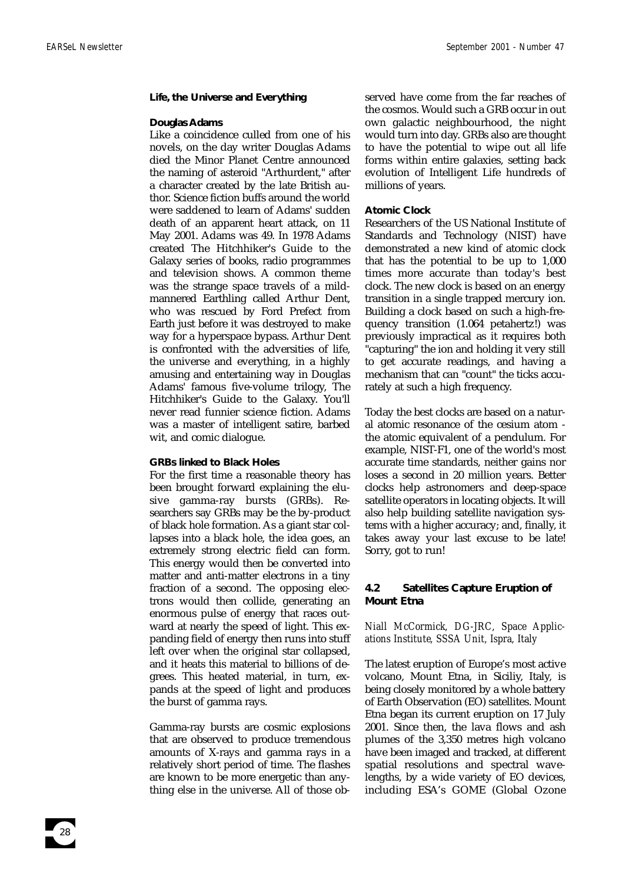**Life, the Universe and Everything**

**Douglas Adams**

Like a coincidence culled from one of his novels, on the day writer Douglas Adams died the Minor Planet Centre announced the naming of asteroid "Arthurdent," after a character created by the late British author. Science fiction buffs around the world were saddened to learn of Adams' sudden death of an apparent heart attack, on 11 May 2001. Adams was 49. In 1978 Adams created The Hitchhiker's Guide to the Galaxy series of books, radio programmes and television shows. A common theme was the strange space travels of a mild-mannered Earthling called Arthur Dent, who was rescued by Ford Prefect from Earth just before it was destroyed to make way for a hyperspace bypass. Arthur Dent is confronted with the adversities of life, the universe and everything, in a highly amusing and entertaining way in Douglas Adams' famous five-volume trilogy, The Hitchhiker's Guide to the Galaxy. You'll never read funnier science fiction. Adams was a master of intelligent satire, barbed wit, and comic dialogue.

**GRBs linked to Black Holes**

For the first time a reasonable theory has been brought forward explaining the elusive gamma-ray bursts (GRBs). Researchers say GRBs may be the by-product of black hole formation. As a giant star collapses into a black hole, the idea goes, an extremely strong electric field can form. This energy would then be converted into matter and anti-matter electrons in a tiny fraction of a second. The opposing electrons would then collide, generating an enormous pulse of energy that races outward at nearly the speed of light. This expanding field of energy then runs into stuff left over when the original star collapsed, and it heats this material to billions of degrees. This heated material, in turn, expands at the speed of light and produces the burst of gamma rays.

Gamma-ray bursts are cosmic explosions that are observed to produce tremendous amounts of X-rays and gamma rays in a relatively short period of time. The flashes are known to be more energetic than anything else in the universe. All of those observed have come from the far reaches of the cosmos. Would such a GRB occur in out own galactic neighbourhood, the night would turn into day. GRBs also are thought to have the potential to wipe out all life forms within entire galaxies, setting back evolution of Intelligent Life hundreds of millions of years.

**Atomic Clock**

Researchers of the US National Institute of Standards and Technology (NIST) have demonstrated a new kind of atomic clock that has the potential to be up to 1,000 times more accurate than today's best clock. The new clock is based on an energy transition in a single trapped mercury ion. Building a clock based on such a high-frequency transition (1.064 petahertz!) was previously impractical as it requires both "capturing" the ion and holding it very still to get accurate readings, and having a mechanism that can "count" the ticks accurately at such a high frequency.

Today the best clocks are based on a natural atomic resonance of the cesium atom - the atomic equivalent of a pendulum. For example, NIST-F1, one of the world's most accurate time standards, neither gains nor loses a second in 20 million years. Better clocks help astronomers and deep-space satellite operators in locating objects. It will also help building satellite navigation systems with a higher accuracy; and, finally, it takes away your last excuse to be late! Sorry, got to run!

## 4.2 Satellites Capture Eruption of Mount Etna

*Niall McCormick, DG-JRC, Space Applications Institute, SSSA Unit, Ispra, Italy*

The latest eruption of Europe's most active volcano, Mount Etna, in Siciliy, Italy, is being closely monitored by a whole battery of Earth Observation (EO) satellites. Mount Etna began its current eruption on 17 July 2001. Since then, the lava flows and ash plumes of the 3,350 metres high volcano have been imaged and tracked, at different spatial resolutions and spectral wavelengths, by a wide variety of EO devices, including ESA's GOME (Global Ozone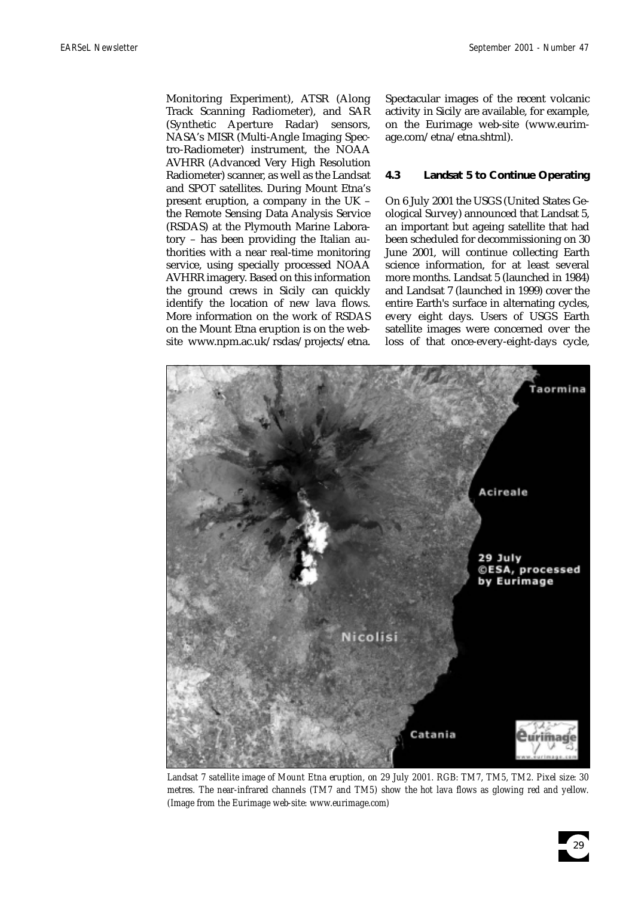Monitoring Experiment), ATSR (Along Track Scanning Radiometer), and SAR (Synthetic Aperture Radar) sensors, NASA's MISR (Multi-Angle Imaging Spectro-Radiometer) instrument, the NOAA AVHRR (Advanced Very High Resolution Radiometer) scanner, as well as the Landsat and SPOT satellites. During Mount Etna's present eruption, a company in the UK – the Remote Sensing Data Analysis Service (RSDAS) at the Plymouth Marine Laboratory – has been providing the Italian authorities with a near real-time monitoring service, using specially processed NOAA AVHRR imagery. Based on this information the ground crews in Sicily can quickly identify the location of new lava flows. More information on the work of RSDAS on the Mount Etna eruption is on the web-site www.npm.ac.uk/rsdas/projects/etna.

Spectacular images of the recent volcanic activity in Sicily are available, for example, on the Eurimage web-site (www.eurimage.com/etna/etna.shtml).

### 4.3 Landsat 5 to Continue Operating

On 6 July 2001 the USGS (United States Geological Survey) announced that Landsat 5, an important but ageing satellite that had been scheduled for decommissioning on 30 June 2001, will continue collecting Earth science information, for at least several more months. Landsat 5 (launched in 1984) and Landsat 7 (launched in 1999) cover the entire Earth's surface in alternating cycles, every eight days. Users of USGS Earth satellite images were concerned over the loss of that once-every-eight-days cycle,

*Landsat 7 satellite image of Mount Etna eruption, on 29 July 2001. RGB: TM7, TM5, TM2. Pixel size: 30 metres. The near-infrared channels (TM7 and TM5) show the hot lava flows as glowing red and yellow. (Image from the Eurimage web-site: www.eurimage.com)*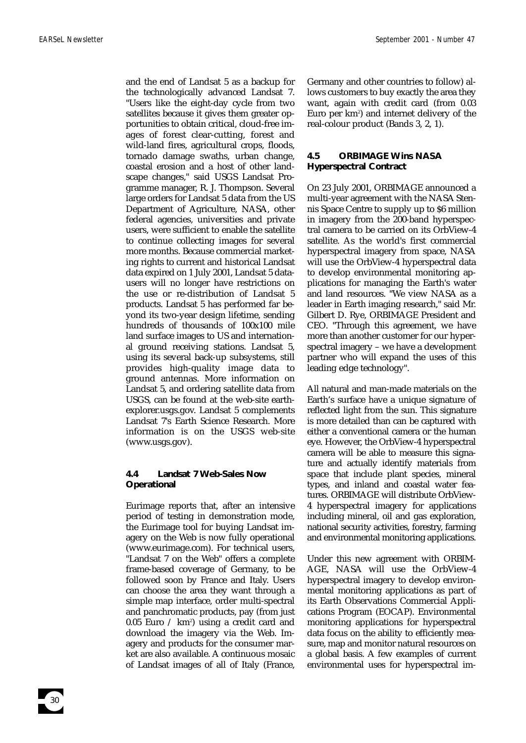and the end of Landsat 5 as a backup for the technologically advanced Landsat 7. "Users like the eight-day cycle from two satellites because it gives them greater opportunities to obtain critical, cloud-free images of forest clear-cutting, forest and wild-land fires, agricultural crops, floods, tornado damage swaths, urban change, coastal erosion and a host of other landscape changes," said USGS Landsat Programme manager, R. J. Thompson. Several large orders for Landsat 5 data from the US Department of Agriculture, NASA, other federal agencies, universities and private users, were sufficient to enable the satellite to continue collecting images for several more months. Because commercial marketing rights to current and historical Landsat data expired on 1 July 2001, Landsat 5 data-users will no longer have restrictions on the use or re-distribution of Landsat 5 products. Landsat 5 has performed far beyond its two-year design lifetime, sending hundreds of thousands of 100x100 mile land surface images to US and international ground receiving stations. Landsat 5, using its several back-up subsystems, still provides high-quality image data to ground antennas. More information on Landsat 5, and ordering satellite data from USGS, can be found at the web-site earthexplorer.usgs.gov. Landsat 5 complements Landsat 7's Earth Science Research. More information is on the USGS web-site (www.usgs.gov).

### 4.4 Landsat 7 Web-Sales Now Operational

Eurimage reports that, after an intensive period of testing in demonstration mode, the Eurimage tool for buying Landsat imagery on the Web is now fully operational (www.eurimage.com). For technical users, "Landsat 7 on the Web" offers a complete frame-based coverage of Germany, to be followed soon by France and Italy. Users can choose the area they want through a simple map interface, order multi-spectral and panchromatic products, pay (from just 0.05 Euro / $km^2$) using a credit card and download the imagery via the Web. Imagery and products for the consumer market are also available. A continuous mosaic of Landsat images of all of Italy (France, Germany and other countries to follow) allows customers to buy exactly the area they want, again with credit card (from 0.03 Euro per $km^2$) and internet delivery of the real-colour product (Bands 3, 2, 1).

### 4.5 ORBIMAGE Wins NASA Hyperspectral Contract

On 23 July 2001, ORBIMAGE announced a multi-year agreement with the NASA Stennis Space Centre to supply up to $6 million in imagery from the 200-band hyperspectral camera to be carried on its OrbView-4 satellite. As the world's first commercial hyperspectral imagery from space, NASA will use the OrbView-4 hyperspectral data to develop environmental monitoring applications for managing the Earth's water and land resources. "We view NASA as a leader in Earth imaging research," said Mr. Gilbert D. Rye, ORBIMAGE President and CEO. "Through this agreement, we have more than another customer for our hyperspectral imagery – we have a development partner who will expand the uses of this leading edge technology".

All natural and man-made materials on the Earth's surface have a unique signature of reflected light from the sun. This signature is more detailed than can be captured with either a conventional camera or the human eye. However, the OrbView-4 hyperspectral camera will be able to measure this signature and actually identify materials from space that include plant species, mineral types, and inland and coastal water features. ORBIMAGE will distribute OrbView-4 hyperspectral imagery for applications including mineral, oil and gas exploration, national security activities, forestry, farming and environmental monitoring applications.

Under this new agreement with ORBIMAGE, NASA will use the OrbView-4 hyperspectral imagery to develop environmental monitoring applications as part of its Earth Observations Commercial Applications Program (EOCAP). Environmental monitoring applications for hyperspectral data focus on the ability to efficiently measure, map and monitor natural resources on a global basis. A few examples of current environmental uses for hyperspectral im-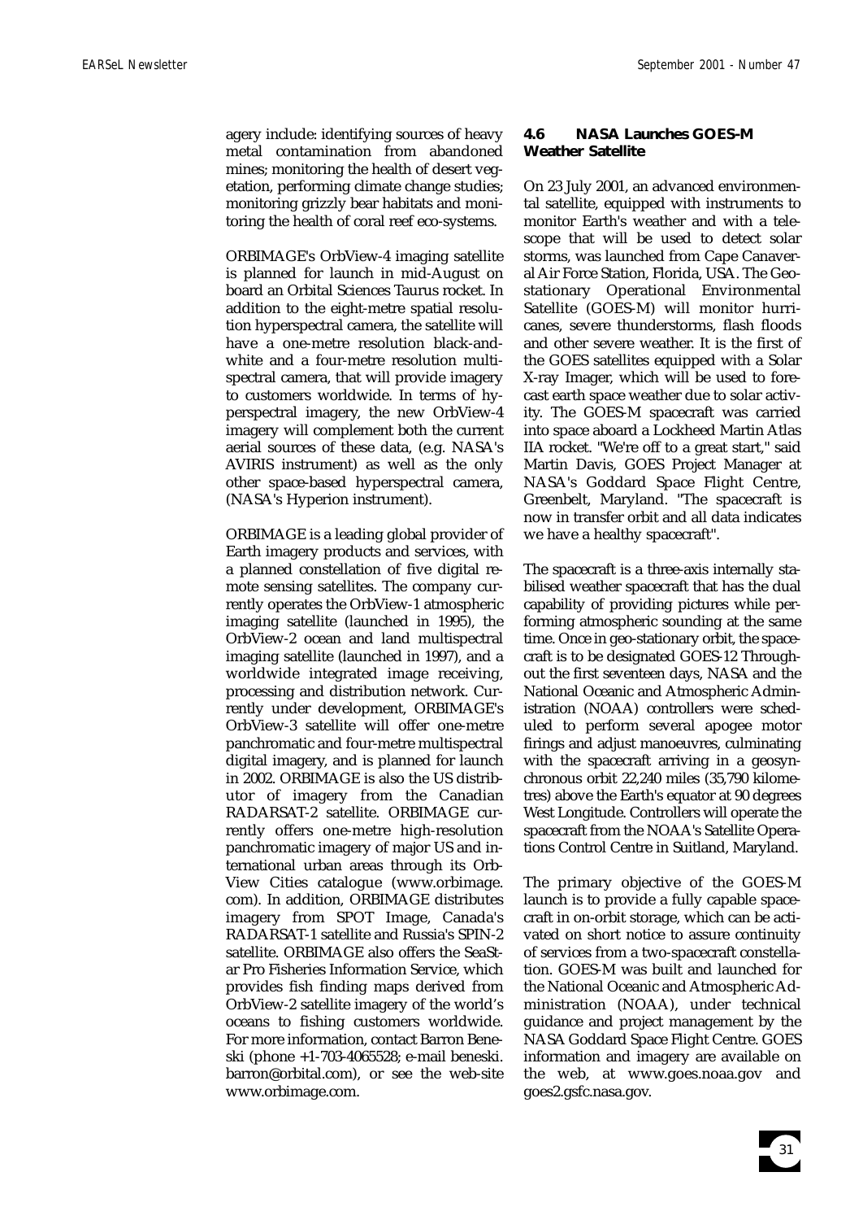agery include: identifying sources of heavy metal contamination from abandoned mines; monitoring the health of desert vegetation, performing climate change studies; monitoring grizzly bear habitats and monitoring the health of coral reef eco-systems.

ORBIMAGE's OrbView-4 imaging satellite is planned for launch in mid-August on board an Orbital Sciences Taurus rocket. In addition to the eight-metre spatial resolution hyperspectral camera, the satellite will have a one-metre resolution black-and-white and a four-metre resolution multispectral camera, that will provide imagery to customers worldwide. In terms of hyperspectral imagery, the new OrbView-4 imagery will complement both the current aerial sources of these data, (e.g. NASA's AVIRIS instrument) as well as the only other space-based hyperspectral camera, (NASA's Hyperion instrument).

ORBIMAGE is a leading global provider of Earth imagery products and services, with a planned constellation of five digital remote sensing satellites. The company currently operates the OrbView-1 atmospheric imaging satellite (launched in 1995), the OrbView-2 ocean and land multispectral imaging satellite (launched in 1997), and a worldwide integrated image receiving, processing and distribution network. Currently under development, ORBIMAGE's OrbView-3 satellite will offer one-metre panchromatic and four-metre multispectral digital imagery, and is planned for launch in 2002. ORBIMAGE is also the US distributor of imagery from the Canadian RADARSAT-2 satellite. ORBIMAGE currently offers one-metre high-resolution panchromatic imagery of major US and international urban areas through its OrbView Cities catalogue (www.orbimage.com). In addition, ORBIMAGE distributes imagery from SPOT Image, Canada's RADARSAT-1 satellite and Russia's SPIN-2 satellite. ORBIMAGE also offers the SeaStar Pro Fisheries Information Service, which provides fish finding maps derived from OrbView-2 satellite imagery of the world's oceans to fishing customers worldwide. For more information, contact Barron Beneski (phone +1-703-4065528; e-mail beneski.barron@orbital.com), or see the web-site www.orbimage.com.

### 4.6 NASA Launches GOES-M Weather Satellite

On 23 July 2001, an advanced environmental satellite, equipped with instruments to monitor Earth's weather and with a telescope that will be used to detect solar storms, was launched from Cape Canaveral Air Force Station, Florida, USA. The Geostationary Operational Environmental Satellite (GOES-M) will monitor hurricanes, severe thunderstorms, flash floods and other severe weather. It is the first of the GOES satellites equipped with a Solar X-ray Imager, which will be used to forecast earth space weather due to solar activity. The GOES-M spacecraft was carried into space aboard a Lockheed Martin Atlas IIA rocket. "We're off to a great start," said Martin Davis, GOES Project Manager at NASA's Goddard Space Flight Centre, Greenbelt, Maryland. "The spacecraft is now in transfer orbit and all data indicates we have a healthy spacecraft".

The spacecraft is a three-axis internally stabilised weather spacecraft that has the dual capability of providing pictures while performing atmospheric sounding at the same time. Once in geo-stationary orbit, the spacecraft is to be designated GOES-12 Throughout the first seventeen days, NASA and the National Oceanic and Atmospheric Administration (NOAA) controllers were scheduled to perform several apogee motor firings and adjust manoeuvres, culminating with the spacecraft arriving in a geosynchronous orbit 22,240 miles (35,790 kilometres) above the Earth's equator at 90 degrees West Longitude. Controllers will operate the spacecraft from the NOAA's Satellite Operations Control Centre in Suitland, Maryland.

The primary objective of the GOES-M launch is to provide a fully capable spacecraft in on-orbit storage, which can be activated on short notice to assure continuity of services from a two-spacecraft constellation. GOES-M was built and launched for the National Oceanic and Atmospheric Administration (NOAA), under technical guidance and project management by the NASA Goddard Space Flight Centre. GOES information and imagery are available on the web, at www.goes.noaa.gov and goes2.gsfc.nasa.gov.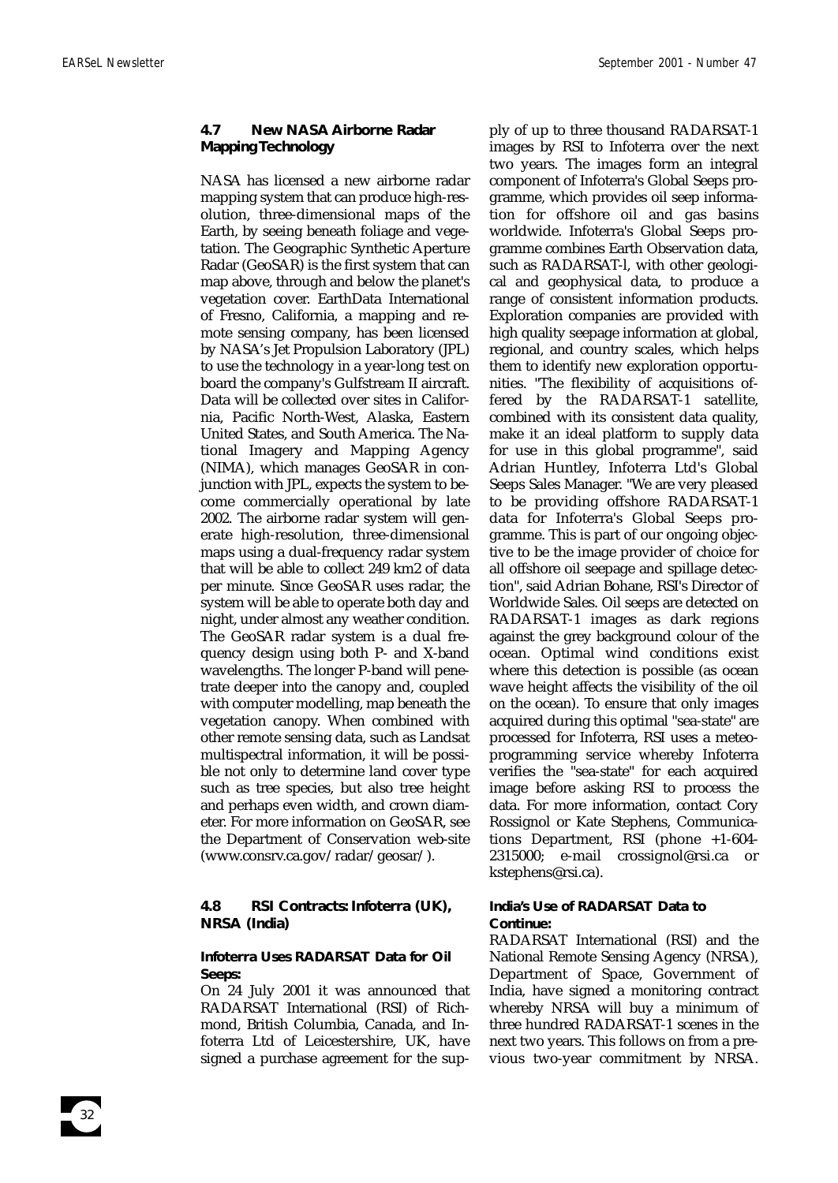### 4.7 New NASA Airborne Radar Mapping Technology

NASA has licensed a new airborne radar mapping system that can produce high-resolution, three-dimensional maps of the Earth, by seeing beneath foliage and vegetation. The Geographic Synthetic Aperture Radar (GeoSAR) is the first system that can map above, through and below the planet's vegetation cover. EarthData International of Fresno, California, a mapping and remote sensing company, has been licensed by NASA's Jet Propulsion Laboratory (JPL) to use the technology in a year-long test on board the company's Gulfstream II aircraft. Data will be collected over sites in California, Pacific North-West, Alaska, Eastern United States, and South America. The National Imagery and Mapping Agency (NIMA), which manages GeoSAR in conjunction with JPL, expects the system to become commercially operational by late 2002. The airborne radar system will generate high-resolution, three-dimensional maps using a dual-frequency radar system that will be able to collect 249 km2 of data per minute. Since GeoSAR uses radar, the system will be able to operate both day and night, under almost any weather condition. The GeoSAR radar system is a dual frequency design using both P- and X-band wavelengths. The longer P-band will penetrate deeper into the canopy and, coupled with computer modelling, map beneath the vegetation canopy. When combined with other remote sensing data, such as Landsat multispectral information, it will be possible not only to determine land cover type such as tree species, but also tree height and perhaps even width, and crown diameter. For more information on GeoSAR, see the Department of Conservation web-site (www.consrv.ca.gov/radar/geosar/).

### 4.8 RSI Contracts: Infoterra (UK), NRSA (India)

#### Infoterra Uses RADARSAT Data for Oil Seeps:

On 24 July 2001 it was announced that RADARSAT International (RSI) of Richmond, British Columbia, Canada, and Infoterra Ltd of Leicestershire, UK, have signed a purchase agreement for the supply of up to three thousand RADARSAT-1 images by RSI to Infoterra over the next two years. The images form an integral component of Infoterra's Global Seeps programme, which provides oil seep information for offshore oil and gas basins worldwide. Infoterra's Global Seeps programme combines Earth Observation data, such as RADARSAT-l, with other geological and geophysical data, to produce a range of consistent information products. Exploration companies are provided with high quality seepage information at global, regional, and country scales, which helps them to identify new exploration opportunities. "The flexibility of acquisitions offered by the RADARSAT-1 satellite, combined with its consistent data quality, make it an ideal platform to supply data for use in this global programme", said Adrian Huntley, Infoterra Ltd's Global Seeps Sales Manager. "We are very pleased to be providing offshore RADARSAT-1 data for Infoterra's Global Seeps programme. This is part of our ongoing objective to be the image provider of choice for all offshore oil seepage and spillage detection", said Adrian Bohane, RSI's Director of Worldwide Sales. Oil seeps are detected on RADARSAT-1 images as dark regions against the grey background colour of the ocean. Optimal wind conditions exist where this detection is possible (as ocean wave height affects the visibility of the oil on the ocean). To ensure that only images acquired during this optimal "sea-state" are processed for Infoterra, RSI uses a meteo-programming service whereby Infoterra verifies the "sea-state" for each acquired image before asking RSI to process the data. For more information, contact Cory Rossignol or Kate Stephens, Communications Department, RSI (phone +1-604-2315000; e-mail crossignol@rsi.ca or kstephens@rsi.ca).

#### India's Use of RADARSAT Data to Continue:

RADARSAT International (RSI) and the National Remote Sensing Agency (NRSA), Department of Space, Government of India, have signed a monitoring contract whereby NRSA will buy a minimum of three hundred RADARSAT-1 scenes in the next two years. This follows on from a previous two-year commitment by NRSA.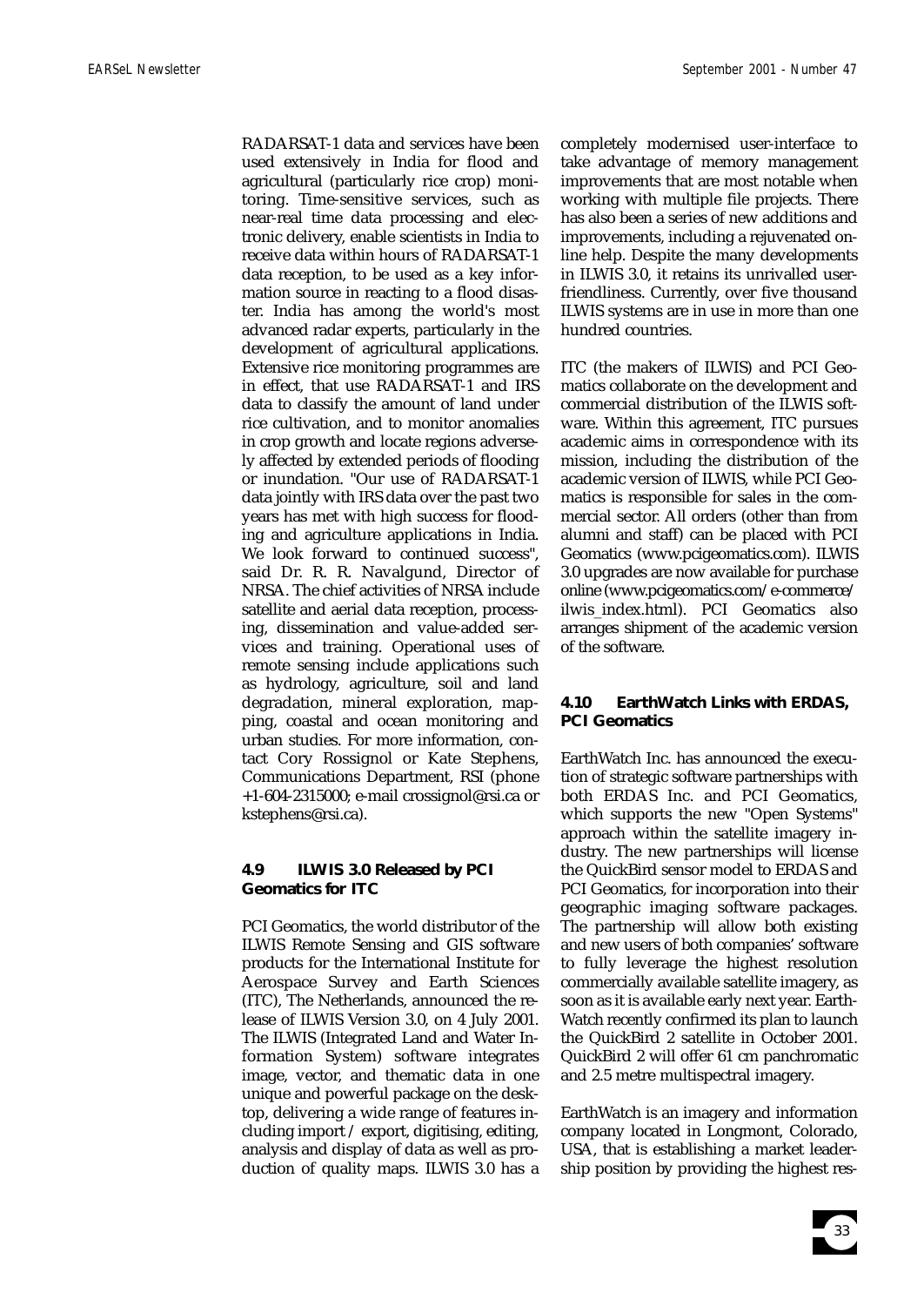RADARSAT-1 data and services have been used extensively in India for flood and agricultural (particularly rice crop) monitoring. Time-sensitive services, such as near-real time data processing and electronic delivery, enable scientists in India to receive data within hours of RADARSAT-1 data reception, to be used as a key information source in reacting to a flood disaster. India has among the world's most advanced radar experts, particularly in the development of agricultural applications. Extensive rice monitoring programmes are in effect, that use RADARSAT-1 and IRS data to classify the amount of land under rice cultivation, and to monitor anomalies in crop growth and locate regions adversely affected by extended periods of flooding or inundation. "Our use of RADARSAT-1 data jointly with IRS data over the past two years has met with high success for flooding and agriculture applications in India. We look forward to continued success", said Dr. R. R. Navalgund, Director of NRSA. The chief activities of NRSA include satellite and aerial data reception, processing, dissemination and value-added services and training. Operational uses of remote sensing include applications such as hydrology, agriculture, soil and land degradation, mineral exploration, mapping, coastal and ocean monitoring and urban studies. For more information, contact Cory Rossignol or Kate Stephens, Communications Department, RSI (phone +1-604-2315000; e-mail crossignol@rsi.ca or kstephens@rsi.ca).

### 4.9 ILWIS 3.0 Released by PCI Geomatics for ITC

PCI Geomatics, the world distributor of the ILWIS Remote Sensing and GIS software products for the International Institute for Aerospace Survey and Earth Sciences (ITC), The Netherlands, announced the release of ILWIS Version 3.0, on 4 July 2001. The ILWIS (Integrated Land and Water Information System) software integrates image, vector, and thematic data in one unique and powerful package on the desktop, delivering a wide range of features including import / export, digitising, editing, analysis and display of data as well as production of quality maps. ILWIS 3.0 has a completely modernised user-interface to take advantage of memory management improvements that are most notable when working with multiple file projects. There has also been a series of new additions and improvements, including a rejuvenated online help. Despite the many developments in ILWIS 3.0, it retains its unrivalled user-friendliness. Currently, over five thousand ILWIS systems are in use in more than one hundred countries.

ITC (the makers of ILWIS) and PCI Geomatics collaborate on the development and commercial distribution of the ILWIS software. Within this agreement, ITC pursues academic aims in correspondence with its mission, including the distribution of the academic version of ILWIS, while PCI Geomatics is responsible for sales in the commercial sector. All orders (other than from alumni and staff) can be placed with PCI Geomatics (www.pcigeomatics.com). ILWIS 3.0 upgrades are now available for purchase online (www.pcigeomatics.com/e-commerce/ilwis_index.html). PCI Geomatics also arranges shipment of the academic version of the software.

### 4.10 EarthWatch Links with ERDAS, PCI Geomatics

EarthWatch Inc. has announced the execution of strategic software partnerships with both ERDAS Inc. and PCI Geomatics, which supports the new "Open Systems" approach within the satellite imagery industry. The new partnerships will license the QuickBird sensor model to ERDAS and PCI Geomatics, for incorporation into their geographic imaging software packages. The partnership will allow both existing and new users of both companies' software to fully leverage the highest resolution commercially available satellite imagery, as soon as it is available early next year. EarthWatch recently confirmed its plan to launch the QuickBird 2 satellite in October 2001. QuickBird 2 will offer 61 cm panchromatic and 2.5 metre multispectral imagery.

EarthWatch is an imagery and information company located in Longmont, Colorado, USA, that is establishing a market leadership position by providing the highest res-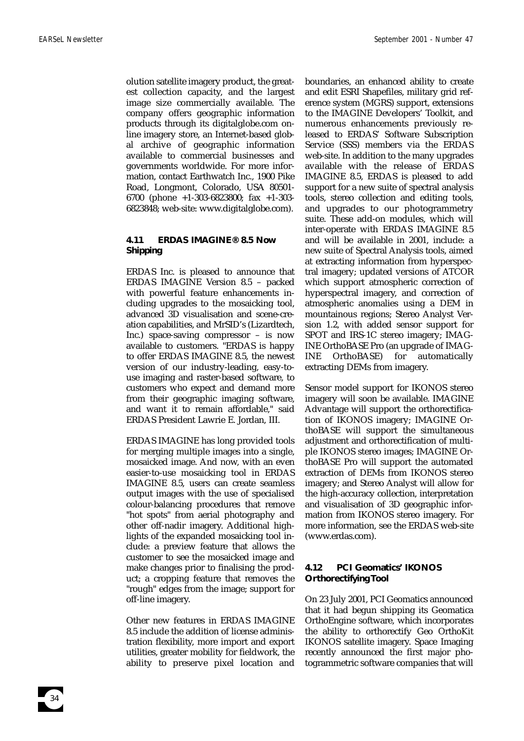olution satellite imagery product, the greatest collection capacity, and the largest image size commercially available. The company offers geographic information products through its digitalglobe.com online imagery store, an Internet-based global archive of geographic information available to commercial businesses and governments worldwide. For more information, contact Earthwatch Inc., 1900 Pike Road, Longmont, Colorado, USA 80501-6700 (phone +1-303-6823800; fax +1-303-6823848; web-site: www.digitalglobe.com).

### 4.11 ERDAS IMAGINE® 8.5 Now Shipping

ERDAS Inc. is pleased to announce that ERDAS IMAGINE Version 8.5 – packed with powerful feature enhancements including upgrades to the mosaicking tool, advanced 3D visualisation and scene-creation capabilities, and MrSID's (Lizardtech, Inc.) space-saving compressor – is now available to customers. "ERDAS is happy to offer ERDAS IMAGINE 8.5, the newest version of our industry-leading, easy-to-use imaging and raster-based software, to customers who expect and demand more from their geographic imaging software, and want it to remain affordable," said ERDAS President Lawrie E. Jordan, III.

ERDAS IMAGINE has long provided tools for merging multiple images into a single, mosaicked image. And now, with an even easier-to-use mosaicking tool in ERDAS IMAGINE 8.5, users can create seamless output images with the use of specialised colour-balancing procedures that remove "hot spots" from aerial photography and other off-nadir imagery. Additional highlights of the expanded mosaicking tool include: a preview feature that allows the customer to see the mosaicked image and make changes prior to finalising the product; a cropping feature that removes the "rough" edges from the image; support for off-line imagery.

Other new features in ERDAS IMAGINE 8.5 include the addition of license administration flexibility, more import and export utilities, greater mobility for fieldwork, the ability to preserve pixel location and boundaries, an enhanced ability to create and edit ESRI Shapefiles, military grid reference system (MGRS) support, extensions to the IMAGINE Developers' Toolkit, and numerous enhancements previously released to ERDAS' Software Subscription Service (SSS) members via the ERDAS web-site. In addition to the many upgrades available with the release of ERDAS IMAGINE 8.5, ERDAS is pleased to add support for a new suite of spectral analysis tools, stereo collection and editing tools, and upgrades to our photogrammetry suite. These add-on modules, which will inter-operate with ERDAS IMAGINE 8.5 and will be available in 2001, include: a new suite of Spectral Analysis tools, aimed at extracting information from hyperspectral imagery; updated versions of ATCOR which support atmospheric correction of hyperspectral imagery, and correction of atmospheric anomalies using a DEM in mountainous regions; Stereo Analyst Version 1.2, with added sensor support for SPOT and IRS-1C stereo imagery; IMAGINE OrthoBASE Pro (an upgrade of IMAGINE OrthoBASE) for automatically extracting DEMs from imagery.

Sensor model support for IKONOS stereo imagery will soon be available. IMAGINE Advantage will support the orthorectification of IKONOS imagery; IMAGINE OrthoBASE will support the simultaneous adjustment and orthorectification of multiple IKONOS stereo images; IMAGINE OrthoBASE Pro will support the automated extraction of DEMs from IKONOS stereo imagery; and Stereo Analyst will allow for the high-accuracy collection, interpretation and visualisation of 3D geographic information from IKONOS stereo imagery. For more information, see the ERDAS web-site (www.erdas.com).

### 4.12 PCI Geomatics' IKONOS Orthorectifying Tool

On 23 July 2001, PCI Geomatics announced that it had begun shipping its Geomatica OrthoEngine software, which incorporates the ability to orthorectify Geo OrthoKit IKONOS satellite imagery. Space Imaging recently announced the first major photogrammetric software companies that will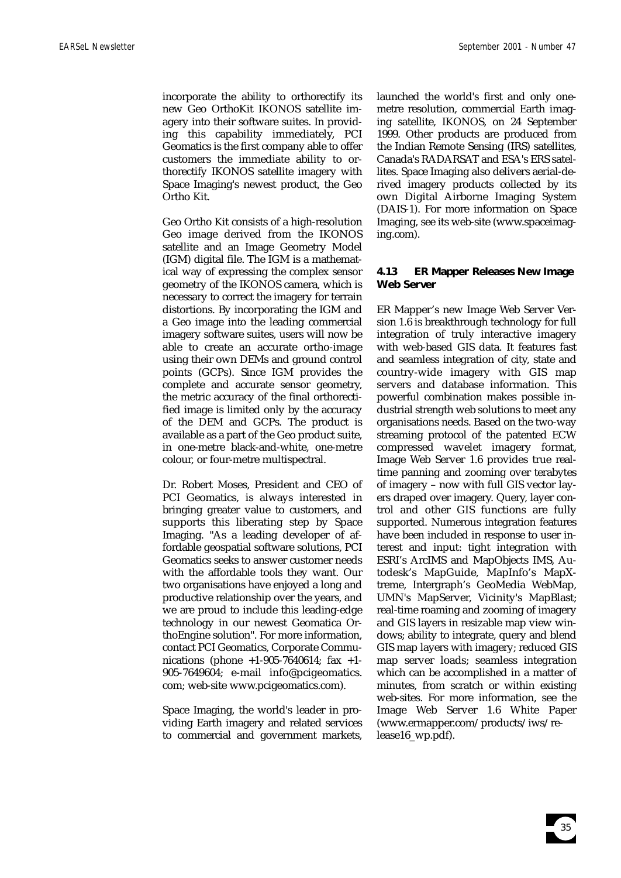incorporate the ability to orthorectify its new Geo OrthoKit IKONOS satellite imagery into their software suites. In providing this capability immediately, PCI Geomatics is the first company able to offer customers the immediate ability to orthorectify IKONOS satellite imagery with Space Imaging's newest product, the Geo Ortho Kit.

Geo Ortho Kit consists of a high-resolution Geo image derived from the IKONOS satellite and an Image Geometry Model (IGM) digital file. The IGM is a mathematical way of expressing the complex sensor geometry of the IKONOS camera, which is necessary to correct the imagery for terrain distortions. By incorporating the IGM and a Geo image into the leading commercial imagery software suites, users will now be able to create an accurate ortho-image using their own DEMs and ground control points (GCPs). Since IGM provides the complete and accurate sensor geometry, the metric accuracy of the final orthorectified image is limited only by the accuracy of the DEM and GCPs. The product is available as a part of the Geo product suite, in one-metre black-and-white, one-metre colour, or four-metre multispectral.

Dr. Robert Moses, President and CEO of PCI Geomatics, is always interested in bringing greater value to customers, and supports this liberating step by Space Imaging. "As a leading developer of affordable geospatial software solutions, PCI Geomatics seeks to answer customer needs with the affordable tools they want. Our two organisations have enjoyed a long and productive relationship over the years, and we are proud to include this leading-edge technology in our newest Geomatica OrthoEngine solution". For more information, contact PCI Geomatics, Corporate Communications (phone +1-905-7640614; fax +1-905-7649604; e-mail info@pcigeomatics.com; web-site www.pcigeomatics.com).

Space Imaging, the world's leader in providing Earth imagery and related services to commercial and government markets, launched the world's first and only one-metre resolution, commercial Earth imaging satellite, IKONOS, on 24 September 1999. Other products are produced from the Indian Remote Sensing (IRS) satellites, Canada's RADARSAT and ESA's ERS satellites. Space Imaging also delivers aerial-derived imagery products collected by its own Digital Airborne Imaging System (DAIS-1). For more information on Space Imaging, see its web-site (www.spaceimaging.com).

### 4.13 ER Mapper Releases New Image Web Server

ER Mapper's new Image Web Server Version 1.6 is breakthrough technology for full integration of truly interactive imagery with web-based GIS data. It features fast and seamless integration of city, state and country-wide imagery with GIS map servers and database information. This powerful combination makes possible industrial strength web solutions to meet any organisations needs. Based on the two-way streaming protocol of the patented ECW compressed wavelet imagery format, Image Web Server 1.6 provides true real-time panning and zooming over terabytes of imagery – now with full GIS vector layers draped over imagery. Query, layer control and other GIS functions are fully supported. Numerous integration features have been included in response to user interest and input: tight integration with ESRI's ArcIMS and MapObjects IMS, Autodesk's MapGuide, MapInfo's MapXtreme, Intergraph's GeoMedia WebMap, UMN's MapServer, Vicinity's MapBlast; real-time roaming and zooming of imagery and GIS layers in resizable map view windows; ability to integrate, query and blend GIS map layers with imagery; reduced GIS map server loads; seamless integration which can be accomplished in a matter of minutes, from scratch or within existing web-sites. For more information, see the Image Web Server 1.6 White Paper (www.ermapper.com/products/iws/release16_wp.pdf).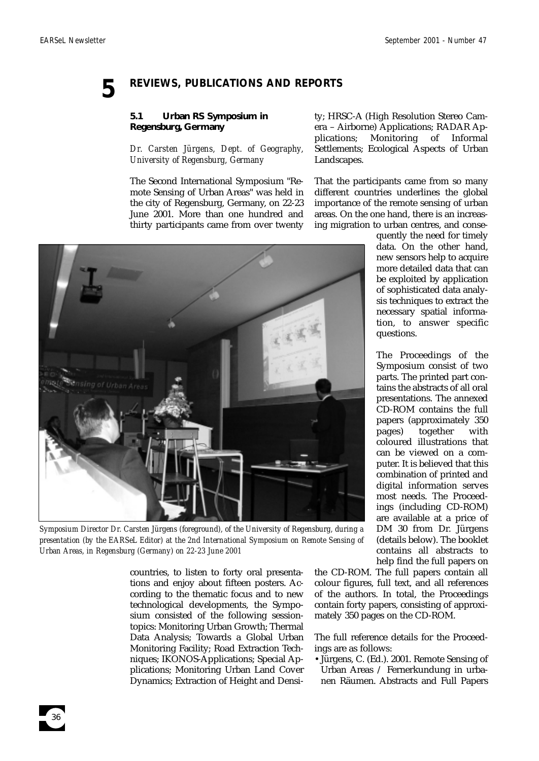# 5 REVIEWS, PUBLICATIONS AND REPORTS

## 5.1 Urban RS Symposium in Regensburg, Germany

*Dr. Carsten Jürgens, Dept. of Geography, University of Regensburg, Germany*

The Second International Symposium "Remote Sensing of Urban Areas" was held in the city of Regensburg, Germany, on 22-23 June 2001. More than one hundred and thirty participants came from over twenty countries, to listen to forty oral presentations and enjoy about fifteen posters. According to the thematic focus and to new technological developments, the Symposium consisted of the following session-topics: Monitoring Urban Growth; Thermal Data Analysis; Towards a Global Urban Monitoring Facility; Road Extraction Techniques; IKONOS-Applications; Special Applications; Monitoring Urban Land Cover Dynamics; Extraction of Height and Density; HRSC-A (High Resolution Stereo Camera – Airborne) Applications; RADAR Applications; Monitoring of Informal Settlements; Ecological Aspects of Urban Landscapes.

*Symposium Director Dr. Carsten Jürgens (foreground), of the University of Regensburg, during a presentation (by the EARSeL Editor) at the 2nd International Symposium on Remote Sensing of Urban Areas, in Regensburg (Germany) on 22-23 June 2001*

That the participants came from so many different countries underlines the global importance of the remote sensing of urban areas. On the one hand, there is an increasing migration to urban centres, and consequently the need for timely data. On the other hand, new sensors help to acquire more detailed data that can be exploited by application of sophisticated data analysis techniques to extract the necessary spatial information, to answer specific questions.

The Proceedings of the Symposium consist of two parts. The printed part contains the abstracts of all oral presentations. The annexed CD-ROM contains the full papers (approximately 350 pages) together with coloured illustrations that can be viewed on a computer. It is believed that this combination of printed and digital information serves most needs. The Proceedings (including CD-ROM) are available at a price of DM 30 from Dr. Jürgens (details below). The booklet contains all abstracts to help find the full papers on the CD-ROM. The full papers contain all colour figures, full text, and all references of the authors. In total, the Proceedings contain forty papers, consisting of approximately 350 pages on the CD-ROM.

The full reference details for the Proceedings are as follows:

- Jürgens, C. (Ed.). 2001. Remote Sensing of Urban Areas / Fernerkundung in urbanen Räumen. Abstracts and Full Papers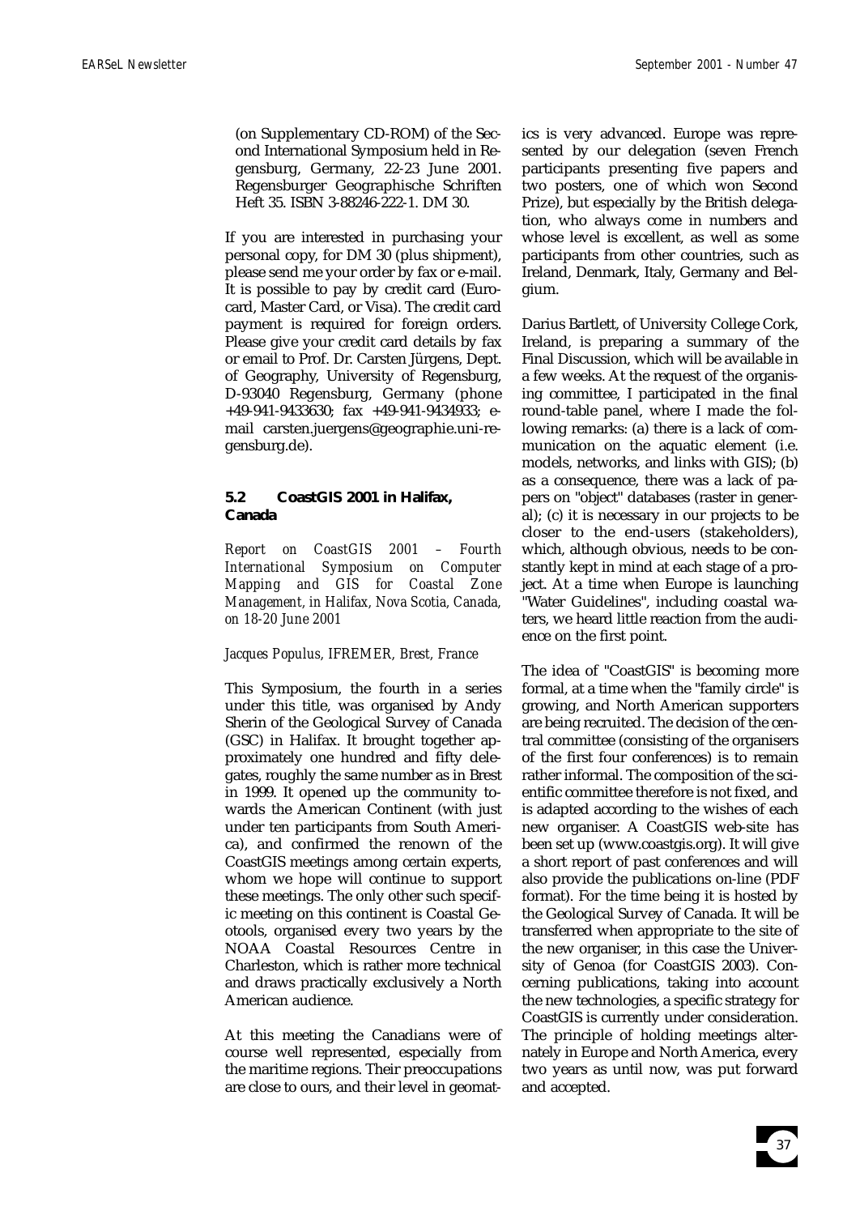(on Supplementary CD-ROM) of the Second International Symposium held in Regensburg, Germany, 22-23 June 2001. Regensburger Geographische Schriften Heft 35. ISBN 3-88246-222-1. DM 30.

If you are interested in purchasing your personal copy, for DM 30 (plus shipment), please send me your order by fax or e-mail. It is possible to pay by credit card (Eurocard, Master Card, or Visa). The credit card payment is required for foreign orders. Please give your credit card details by fax or email to Prof. Dr. Carsten Jürgens, Dept. of Geography, University of Regensburg, D-93040 Regensburg, Germany (phone +49-941-9433630; fax +49-941-9434933; email carsten.juergens@geographie.uni-regensburg.de).

### 5.2 CoastGIS 2001 in Halifax, Canada

*Report on CoastGIS 2001 – Fourth International Symposium on Computer Mapping and GIS for Coastal Zone Management, in Halifax, Nova Scotia, Canada, on 18-20 June 2001*

*Jacques Populus, IFREMER, Brest, France*

This Symposium, the fourth in a series under this title, was organised by Andy Sherin of the Geological Survey of Canada (GSC) in Halifax. It brought together approximately one hundred and fifty delegates, roughly the same number as in Brest in 1999. It opened up the community towards the American Continent (with just under ten participants from South America), and confirmed the renown of the CoastGIS meetings among certain experts, whom we hope will continue to support these meetings. The only other such specific meeting on this continent is Coastal Geotools, organised every two years by the NOAA Coastal Resources Centre in Charleston, which is rather more technical and draws practically exclusively a North American audience.

At this meeting the Canadians were of course well represented, especially from the maritime regions. Their preoccupations are close to ours, and their level in geomatics is very advanced. Europe was represented by our delegation (seven French participants presenting five papers and two posters, one of which won Second Prize), but especially by the British delegation, who always come in numbers and whose level is excellent, as well as some participants from other countries, such as Ireland, Denmark, Italy, Germany and Belgium.

Darius Bartlett, of University College Cork, Ireland, is preparing a summary of the Final Discussion, which will be available in a few weeks. At the request of the organising committee, I participated in the final round-table panel, where I made the following remarks: (a) there is a lack of communication on the aquatic element (i.e. models, networks, and links with GIS); (b) as a consequence, there was a lack of papers on "object" databases (raster in general); (c) it is necessary in our projects to be closer to the end-users (stakeholders), which, although obvious, needs to be constantly kept in mind at each stage of a project. At a time when Europe is launching "Water Guidelines", including coastal waters, we heard little reaction from the audience on the first point.

The idea of "CoastGIS" is becoming more formal, at a time when the "family circle" is growing, and North American supporters are being recruited. The decision of the central committee (consisting of the organisers of the first four conferences) is to remain rather informal. The composition of the scientific committee therefore is not fixed, and is adapted according to the wishes of each new organiser. A CoastGIS web-site has been set up (www.coastgis.org). It will give a short report of past conferences and will also provide the publications on-line (PDF format). For the time being it is hosted by the Geological Survey of Canada. It will be transferred when appropriate to the site of the new organiser, in this case the University of Genoa (for CoastGIS 2003). Concerning publications, taking into account the new technologies, a specific strategy for CoastGIS is currently under consideration. The principle of holding meetings alternately in Europe and North America, every two years as until now, was put forward and accepted.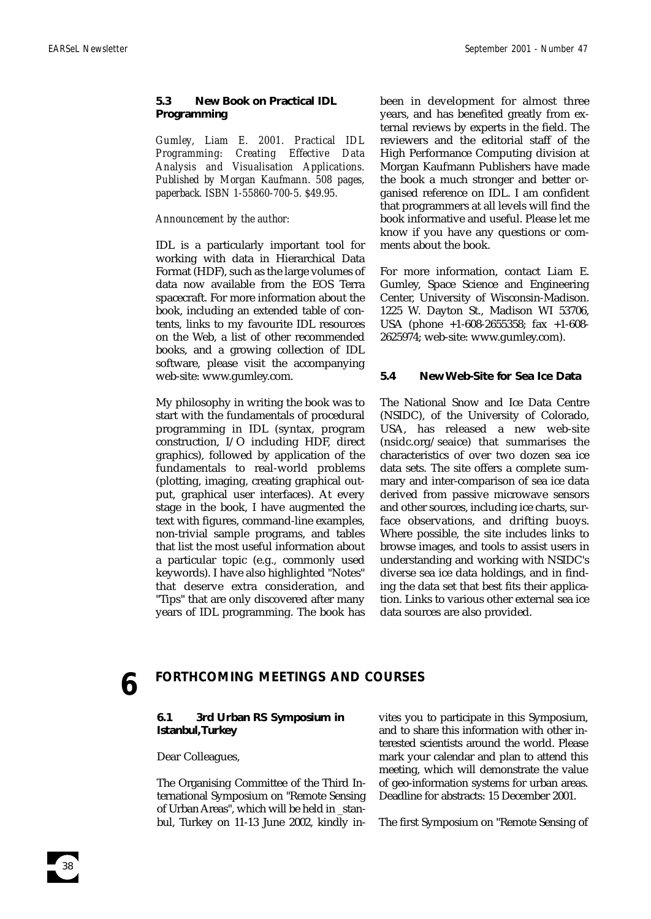### 5.3 New Book on Practical IDL Programming

*Gumley, Liam E. 2001. Practical IDL Programming: Creating Effective Data Analysis and Visualisation Applications. Published by Morgan Kaufmann. 508 pages, paperback. ISBN 1-55860-700-5. $49.95.*

*Announcement by the author:*

IDL is a particularly important tool for working with data in Hierarchical Data Format (HDF), such as the large volumes of data now available from the EOS Terra spacecraft. For more information about the book, including an extended table of contents, links to my favourite IDL resources on the Web, a list of other recommended books, and a growing collection of IDL software, please visit the accompanying web-site: www.gumley.com.

My philosophy in writing the book was to start with the fundamentals of procedural programming in IDL (syntax, program construction, I/O including HDF, direct graphics), followed by application of the fundamentals to real-world problems (plotting, imaging, creating graphical output, graphical user interfaces). At every stage in the book, I have augmented the text with figures, command-line examples, non-trivial sample programs, and tables that list the most useful information about a particular topic (e.g., commonly used keywords). I have also highlighted "Notes" that deserve extra consideration, and "Tips" that are only discovered after many years of IDL programming. The book has been in development for almost three years, and has benefited greatly from external reviews by experts in the field. The reviewers and the editorial staff of the High Performance Computing division at Morgan Kaufmann Publishers have made the book a much stronger and better organised reference on IDL. I am confident that programmers at all levels will find the book informative and useful. Please let me know if you have any questions or comments about the book.

For more information, contact Liam E. Gumley, Space Science and Engineering Center, University of Wisconsin-Madison. 1225 W. Dayton St., Madison WI 53706, USA (phone +1-608-2655358; fax +1-608-2625974; web-site: www.gumley.com).

### 5.4 New Web-Site for Sea Ice Data

The National Snow and Ice Data Centre (NSIDC), of the University of Colorado, USA, has released a new web-site (nsidc.org/seaice) that summarises the characteristics of over two dozen sea ice data sets. The site offers a complete summary and inter-comparison of sea ice data derived from passive microwave sensors and other sources, including ice charts, surface observations, and drifting buoys. Where possible, the site includes links to browse images, and tools to assist users in understanding and working with NSIDC's diverse sea ice data holdings, and in finding the data set that best fits their application. Links to various other external sea ice data sources are also provided.

## 6 FORTHCOMING MEETINGS AND COURSES

### 6.1 3rd Urban RS Symposium in Istanbul,Turkey

Dear Colleagues,

The Organising Committee of the Third International Symposium on "Remote Sensing of Urban Areas", which will be held in _stanbul, Turkey on 11-13 June 2002, kindly invites you to participate in this Symposium, and to share this information with other interested scientists around the world. Please mark your calendar and plan to attend this meeting, which will demonstrate the value of geo-information systems for urban areas. Deadline for abstracts: 15 December 2001.

The first Symposium on "Remote Sensing of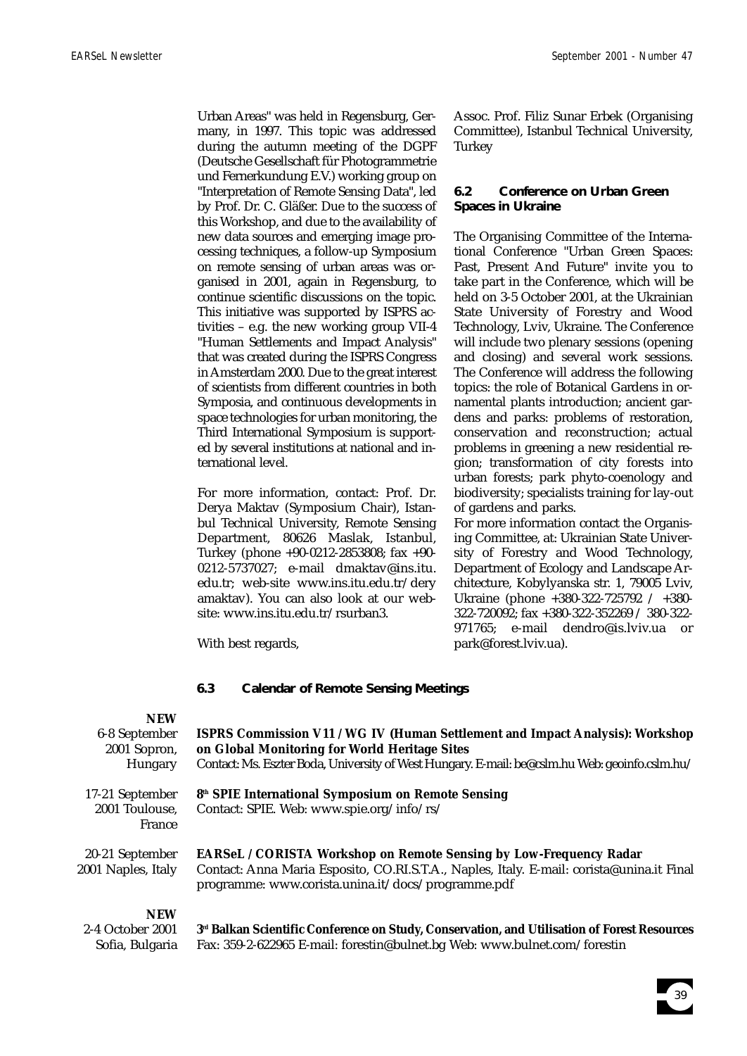Urban Areas" was held in Regensburg, Germany, in 1997. This topic was addressed during the autumn meeting of the DGPF (Deutsche Gesellschaft für Photogrammetrie und Fernerkundung E.V.) working group on "Interpretation of Remote Sensing Data", led by Prof. Dr. C. Gläßer. Due to the success of this Workshop, and due to the availability of new data sources and emerging image processing techniques, a follow-up Symposium on remote sensing of urban areas was organised in 2001, again in Regensburg, to continue scientific discussions on the topic. This initiative was supported by ISPRS activities – e.g. the new working group VII-4 "Human Settlements and Impact Analysis" that was created during the ISPRS Congress in Amsterdam 2000. Due to the great interest of scientists from different countries in both Symposia, and continuous developments in space technologies for urban monitoring, the Third International Symposium is supported by several institutions at national and international level.

For more information, contact: Prof. Dr. Derya Maktav (Symposium Chair), Istanbul Technical University, Remote Sensing Department, 80626 Maslak, Istanbul, Turkey (phone +90-0212-2853808; fax +90-0212-5737027; e-mail dmaktav@ins.itu.edu.tr; web-site www.ins.itu.edu.tr/deryamaktav). You can also look at our web-site: www.ins.itu.edu.tr/rsurban3.

With best regards,

Assoc. Prof. Filiz Sunar Erbek (Organising Committee), Istanbul Technical University, Turkey

### 6.2 Conference on Urban Green Spaces in Ukraine

The Organising Committee of the International Conference "Urban Green Spaces: Past, Present And Future" invite you to take part in the Conference, which will be held on 3-5 October 2001, at the Ukrainian State University of Forestry and Wood Technology, Lviv, Ukraine. The Conference will include two plenary sessions (opening and closing) and several work sessions. The Conference will address the following topics: the role of Botanical Gardens in ornamental plants introduction; ancient gardens and parks: problems of restoration, conservation and reconstruction; actual problems in greening a new residential region; transformation of city forests into urban forests; park phyto-coenology and biodiversity; specialists training for lay-out of gardens and parks.

For more information contact the Organising Committee, at: Ukrainian State University of Forestry and Wood Technology, Department of Ecology and Landscape Architecture, Kobylyanska str. 1, 79005 Lviv, Ukraine (phone +380-322-725792 / +380-322-720092; fax +380-322-352269 / 380-322-971765; e-mail dendro@is.lviv.ua or park@forest.lviv.ua).

### 6.3 Calendar of Remote Sensing Meetings

**NEW**
6-8 September 2001 Sopron, Hungary
**ISPRS Commission V11 / WG IV (Human Settlement and Impact Analysis): Workshop on Global Monitoring for World Heritage Sites**
Contact: Ms. Eszter Boda, University of West Hungary. E-mail: be@cslm.hu Web: geoinfo.cslm.hu/

17-21 September 2001 Toulouse, France
**8th SPIE International Symposium on Remote Sensing**
Contact: SPIE. Web: www.spie.org/info/rs/

20-21 September 2001 Naples, Italy
**EARSeL / CORISTA Workshop on Remote Sensing by Low-Frequency Radar**
Contact: Anna Maria Esposito, CO.RI.S.T.A., Naples, Italy. E-mail: corista@unina.it Final programme: www.corista.unina.it/docs/programme.pdf

**NEW**
2-4 October 2001 Sofia, Bulgaria
**3rd Balkan Scientific Conference on Study, Conservation, and Utilisation of Forest Resources**
Fax: 359-2-622965 E-mail: forestin@bulnet.bg Web: www.bulnet.com/forestin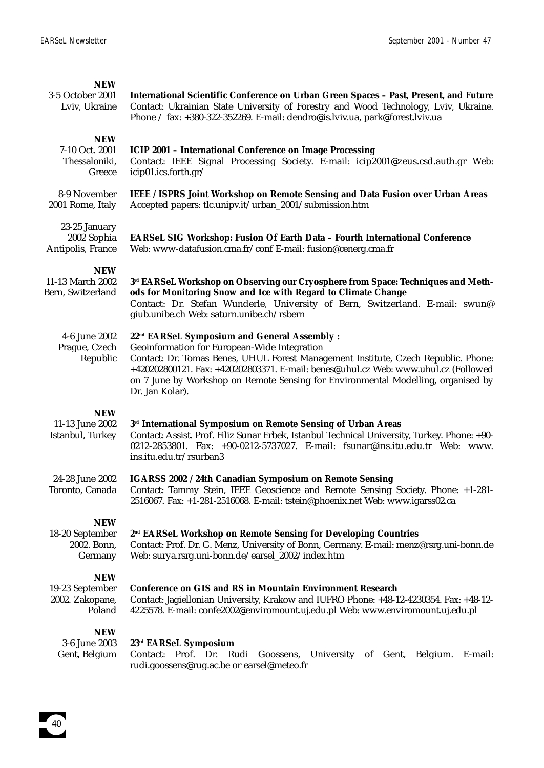**NEW**
3-5 October 2001
Lviv, Ukraine

**International Scientific Conference on Urban Green Spaces – Past, Present, and Future**
Contact: Ukrainian State University of Forestry and Wood Technology, Lviv, Ukraine. Phone / fax: +380-322-352269. E-mail: dendro@is.lviv.ua, park@forest.lviv.ua

**NEW**
7-10 Oct. 2001
Thessaloniki, Greece

**ICIP 2001 – International Conference on Image Processing**
Contact: IEEE Signal Processing Society. E-mail: icip2001@zeus.csd.auth.gr Web: icip01.ics.forth.gr/

8-9 November 2001 Rome, Italy

**IEEE / ISPRS Joint Workshop on Remote Sensing and Data Fusion over Urban Areas**
Accepted papers: tlc.unipv.it/urban_2001/submission.htm

23-25 January 2002 Sophia Antipolis, France

**EARSeL SIG Workshop: Fusion Of Earth Data – Fourth International Conference**
Web: www-datafusion.cma.fr/conf E-mail: fusion@cenerg.cma.fr

**NEW**
11-13 March 2002
Bern, Switzerland

**3rd EARSeL Workshop on Observing our Cryosphere from Space: Techniques and Methods for Monitoring Snow and Ice with Regard to Climate Change**
Contact: Dr. Stefan Wunderle, University of Bern, Switzerland. E-mail: swun@giub.unibe.ch Web: saturn.unibe.ch/rsbern

4-6 June 2002
Prague, Czech Republic

**22nd EARSeL Symposium and General Assembly :**
Geoinformation for European-Wide Integration
Contact: Dr. Tomas Benes, UHUL Forest Management Institute, Czech Republic. Phone: +420202800121. Fax: +420202803371. E-mail: benes@uhul.cz Web: www.uhul.cz (Followed on 7 June by Workshop on Remote Sensing for Environmental Modelling, organised by Dr. Jan Kolar).

**NEW**
11-13 June 2002
Istanbul, Turkey

**3rd International Symposium on Remote Sensing of Urban Areas**
Contact: Assist. Prof. Filiz Sunar Erbek, Istanbul Technical University, Turkey. Phone: +90-0212-2853801. Fax: +90-0212-5737027. E-mail: fsunar@ins.itu.edu.tr Web: www.ins.itu.edu.tr/rsurban3

24-28 June 2002
Toronto, Canada

**IGARSS 2002 / 24th Canadian Symposium on Remote Sensing**
Contact: Tammy Stein, IEEE Geoscience and Remote Sensing Society. Phone: +1-281-2516067. Fax: +1-281-2516068. E-mail: tstein@phoenix.net Web: www.igarss02.ca

**NEW**
18-20 September 2002. Bonn, Germany

**2nd EARSeL Workshop on Remote Sensing for Developing Countries**
Contact: Prof. Dr. G. Menz, University of Bonn, Germany. E-mail: menz@rsrg.uni-bonn.de Web: surya.rsrg.uni-bonn.de/earsel_2002/index.htm

**NEW**
19-23 September 2002. Zakopane, Poland

**Conference on GIS and RS in Mountain Environment Research**
Contact: Jagiellonian University, Krakow and IUFRO Phone: +48-12-4230354. Fax: +48-12-4225578. E-mail: confe2002@enviromount.uj.edu.pl Web: www.enviromount.uj.edu.pl

**NEW**
3-6 June 2003
Gent, Belgium

**23rd EARSeL Symposium**
Contact: Prof. Dr. Rudi Goossens, University of Gent, Belgium. E-mail: rudi.goossens@rug.ac.be or earsel@meteo.fr